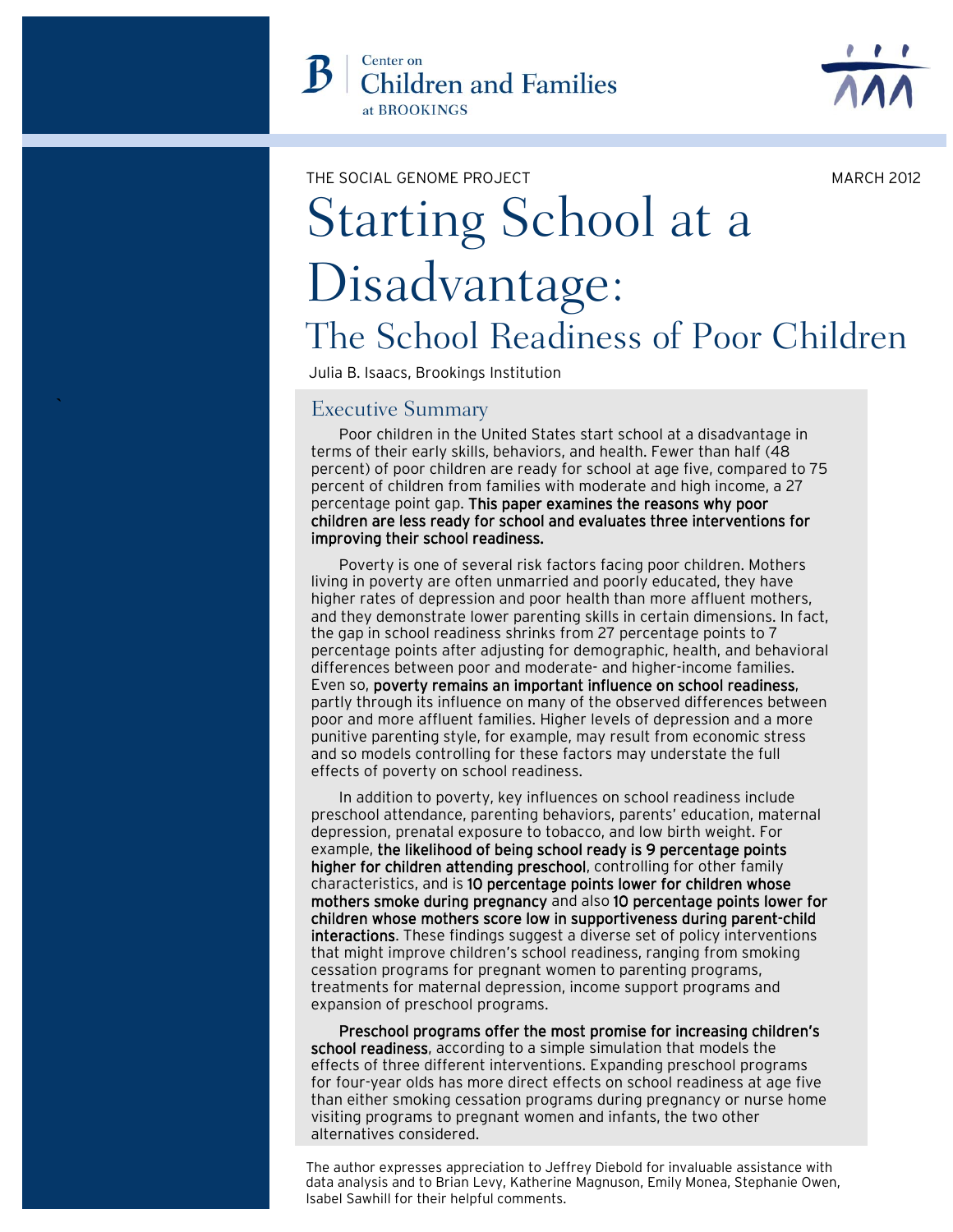Center on Children and Families at BROOKINGS

THE SOCIAL GENOME PROJECT

MARCH 2012

# Starting School at a Disadvantage:

## The School Readiness of Poor Children

Julia B. Isaacs, Brookings Institution

### Executive Summary

Poor children in the United States start school at a disadvantage in terms of their early skills, behaviors, and health. Fewer than half (48 percent) of poor children are ready for school at age five, compared to 75 percent of children from families with moderate and high income, a 27 percentage point gap. **This paper examines the reasons why poor children are less ready for school and evaluates three interventions for improving their school readiness.**

Poverty is one of several risk factors facing poor children. Mothers living in poverty are often unmarried and poorly educated, they have higher rates of depression and poor health than more affluent mothers, and they demonstrate lower parenting skills in certain dimensions. In fact, the gap in school readiness shrinks from 27 percentage points to 7 percentage points after adjusting for demographic, health, and behavioral differences between poor and moderate- and higher-income families. Even so, **poverty remains an important influence on school readiness**, partly through its influence on many of the observed differences between poor and more affluent families. Higher levels of depression and a more punitive parenting style, for example, may result from economic stress and so models controlling for these factors may understate the full effects of poverty on school readiness.

In addition to poverty, key influences on school readiness include preschool attendance, parenting behaviors, parents' education, maternal depression, prenatal exposure to tobacco, and low birth weight. For example, **the likelihood of being school ready is 9 percentage points higher for children attending preschool**, controlling for other family characteristics, and is **10 percentage points lower for children whose mothers smoke during pregnancy** and also **10 percentage points lower for children whose mothers score low in supportiveness during parent-child interactions**. These findings suggest a diverse set of policy interventions that might improve children's school readiness, ranging from smoking cessation programs for pregnant women to parenting programs, treatments for maternal depression, income support programs and expansion of preschool programs.

**Preschool programs offer the most promise for increasing children's school readiness**, according to a simple simulation that models the effects of three different interventions. Expanding preschool programs for four-year olds has more direct effects on school readiness at age five than either smoking cessation programs during pregnancy or nurse home visiting programs to pregnant women and infants, the two other alternatives considered.

The author expresses appreciation to Jeffrey Diebold for invaluable assistance with data analysis and to Brian Levy, Katherine Magnuson, Emily Monea, Stephanie Owen, Isabel Sawhill for their helpful comments.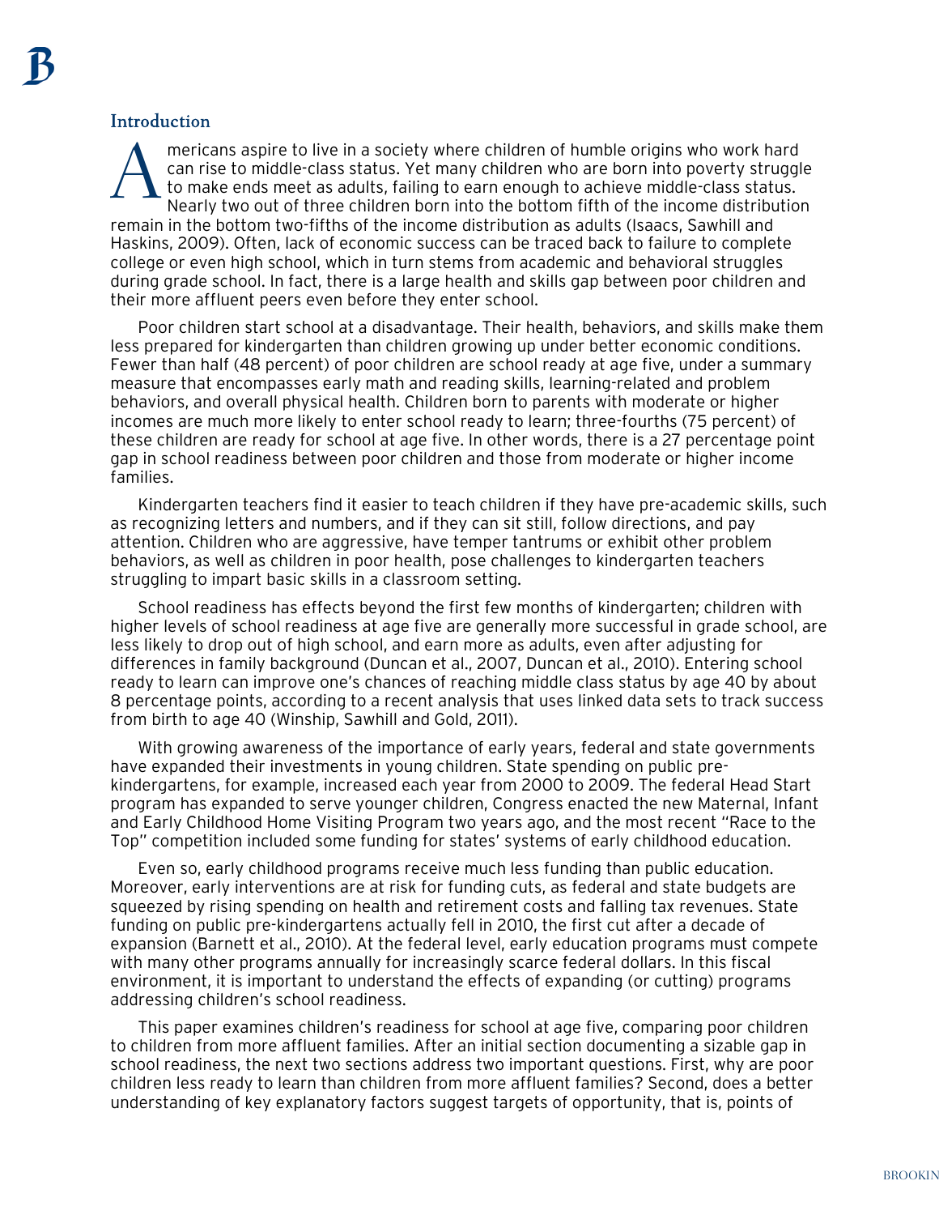## Introduction

Americans aspire to live in a society where children of humble origins who work hard can rise to middle-class status. Yet many children who are born into poverty struggle to make ends meet as adults, failing to earn enough to achieve middle-class status. Nearly two out of three children born into the bottom fifth of the income distribution remain in the bottom two-fifths of the income distribution as adults (Isaacs, Sawhill and Haskins, 2009). Often, lack of economic success can be traced back to failure to complete college or even high school, which in turn stems from academic and behavioral struggles during grade school. In fact, there is a large health and skills gap between poor children and their more affluent peers even before they enter school.

Poor children start school at a disadvantage. Their health, behaviors, and skills make them less prepared for kindergarten than children growing up under better economic conditions. Fewer than half (48 percent) of poor children are school ready at age five, under a summary measure that encompasses early math and reading skills, learning-related and problem behaviors, and overall physical health. Children born to parents with moderate or higher incomes are much more likely to enter school ready to learn; three-fourths (75 percent) of these children are ready for school at age five. In other words, there is a 27 percentage point gap in school readiness between poor children and those from moderate or higher income families.

Kindergarten teachers find it easier to teach children if they have pre-academic skills, such as recognizing letters and numbers, and if they can sit still, follow directions, and pay attention. Children who are aggressive, have temper tantrums or exhibit other problem behaviors, as well as children in poor health, pose challenges to kindergarten teachers struggling to impart basic skills in a classroom setting.

School readiness has effects beyond the first few months of kindergarten; children with higher levels of school readiness at age five are generally more successful in grade school, are less likely to drop out of high school, and earn more as adults, even after adjusting for differences in family background (Duncan et al., 2007, Duncan et al., 2010). Entering school ready to learn can improve one's chances of reaching middle class status by age 40 by about 8 percentage points, according to a recent analysis that uses linked data sets to track success from birth to age 40 (Winship, Sawhill and Gold, 2011).

With growing awareness of the importance of early years, federal and state governments have expanded their investments in young children. State spending on public pre-kindergartens, for example, increased each year from 2000 to 2009. The federal Head Start program has expanded to serve younger children, Congress enacted the new Maternal, Infant and Early Childhood Home Visiting Program two years ago, and the most recent "Race to the Top" competition included some funding for states' systems of early childhood education.

Even so, early childhood programs receive much less funding than public education. Moreover, early interventions are at risk for funding cuts, as federal and state budgets are squeezed by rising spending on health and retirement costs and falling tax revenues. State funding on public pre-kindergartens actually fell in 2010, the first cut after a decade of expansion (Barnett et al., 2010). At the federal level, early education programs must compete with many other programs annually for increasingly scarce federal dollars. In this fiscal environment, it is important to understand the effects of expanding (or cutting) programs addressing children's school readiness.

This paper examines children's readiness for school at age five, comparing poor children to children from more affluent families. After an initial section documenting a sizable gap in school readiness, the next two sections address two important questions. First, why are poor children less ready to learn than children from more affluent families? Second, does a better understanding of key explanatory factors suggest targets of opportunity, that is, points of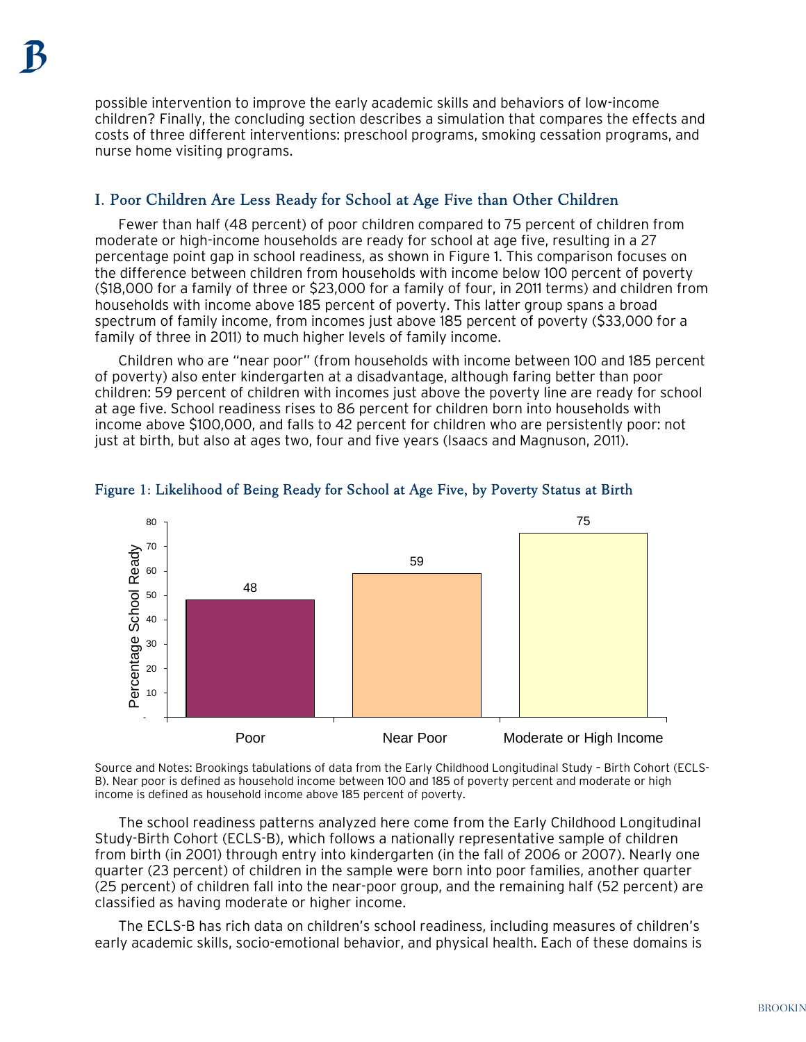possible intervention to improve the early academic skills and behaviors of low-income children? Finally, the concluding section describes a simulation that compares the effects and costs of three different interventions: preschool programs, smoking cessation programs, and nurse home visiting programs.

## I. Poor Children Are Less Ready for School at Age Five than Other Children

Fewer than half (48 percent) of poor children compared to 75 percent of children from moderate or high-income households are ready for school at age five, resulting in a 27 percentage point gap in school readiness, as shown in Figure 1. This comparison focuses on the difference between children from households with income below 100 percent of poverty ($18,000 for a family of three or $23,000 for a family of four, in 2011 terms) and children from households with income above 185 percent of poverty. This latter group spans a broad spectrum of family income, from incomes just above 185 percent of poverty ($33,000 for a family of three in 2011) to much higher levels of family income.

Children who are "near poor" (from households with income between 100 and 185 percent of poverty) also enter kindergarten at a disadvantage, although faring better than poor children: 59 percent of children with incomes just above the poverty line are ready for school at age five. School readiness rises to 86 percent for children born into households with income above $100,000, and falls to 42 percent for children who are persistently poor: not just at birth, but also at ages two, four and five years (Isaacs and Magnuson, 2011).

### Figure 1: Likelihood of Being Ready for School at Age Five, by Poverty Status at Birth

| | Poor | Near Poor | Moderate or High Income |
|---|---|---|---|
| Percentage School Ready | 48 | 59 | 75 |

Source and Notes: Brookings tabulations of data from the Early Childhood Longitudinal Study – Birth Cohort (ECLS-B). Near poor is defined as household income between 100 and 185 of poverty percent and moderate or high income is defined as household income above 185 percent of poverty.

The school readiness patterns analyzed here come from the Early Childhood Longitudinal Study-Birth Cohort (ECLS-B), which follows a nationally representative sample of children from birth (in 2001) through entry into kindergarten (in the fall of 2006 or 2007). Nearly one quarter (23 percent) of children in the sample were born into poor families, another quarter (25 percent) of children fall into the near-poor group, and the remaining half (52 percent) are classified as having moderate or higher income.

The ECLS-B has rich data on children's school readiness, including measures of children's early academic skills, socio-emotional behavior, and physical health. Each of these domains is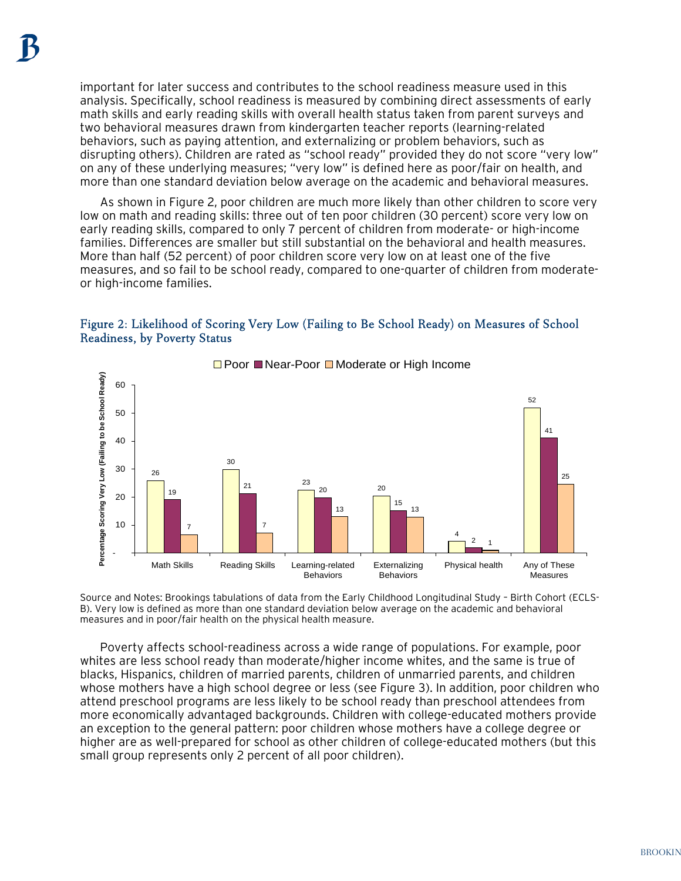important for later success and contributes to the school readiness measure used in this analysis. Specifically, school readiness is measured by combining direct assessments of early math skills and early reading skills with overall health status taken from parent surveys and two behavioral measures drawn from kindergarten teacher reports (learning-related behaviors, such as paying attention, and externalizing or problem behaviors, such as disrupting others). Children are rated as "school ready" provided they do not score "very low" on any of these underlying measures; "very low" is defined here as poor/fair on health, and more than one standard deviation below average on the academic and behavioral measures.

As shown in Figure 2, poor children are much more likely than other children to score very low on math and reading skills: three out of ten poor children (30 percent) score very low on early reading skills, compared to only 7 percent of children from moderate- or high-income families. Differences are smaller but still substantial on the behavioral and health measures. More than half (52 percent) of poor children score very low on at least one of the five measures, and so fail to be school ready, compared to one-quarter of children from moderate- or high-income families.

### Figure 2: Likelihood of Scoring Very Low (Failing to Be School Ready) on Measures of School Readiness, by Poverty Status

Percentage Scoring Very Low (Failing to be School Ready)

| | Poor | Near-Poor | Moderate or High Income |
|---|---|---|---|
| Math Skills | 26 | 19 | 7 |
| Reading Skills | 30 | 21 | 7 |
| Learning-related Behaviors | 23 | 20 | 13 |
| Externalizing Behaviors | 20 | 15 | 13 |
| Physical health | 4 | 2 | 1 |
| Any of These Measures | 52 | 41 | 25 |

Source and Notes: Brookings tabulations of data from the Early Childhood Longitudinal Study – Birth Cohort (ECLS-B). Very low is defined as more than one standard deviation below average on the academic and behavioral measures and in poor/fair health on the physical health measure.

Poverty affects school-readiness across a wide range of populations. For example, poor whites are less school ready than moderate/higher income whites, and the same is true of blacks, Hispanics, children of married parents, children of unmarried parents, and children whose mothers have a high school degree or less (see Figure 3). In addition, poor children who attend preschool programs are less likely to be school ready than preschool attendees from more economically advantaged backgrounds. Children with college-educated mothers provide an exception to the general pattern: poor children whose mothers have a college degree or higher are as well-prepared for school as other children of college-educated mothers (but this small group represents only 2 percent of all poor children).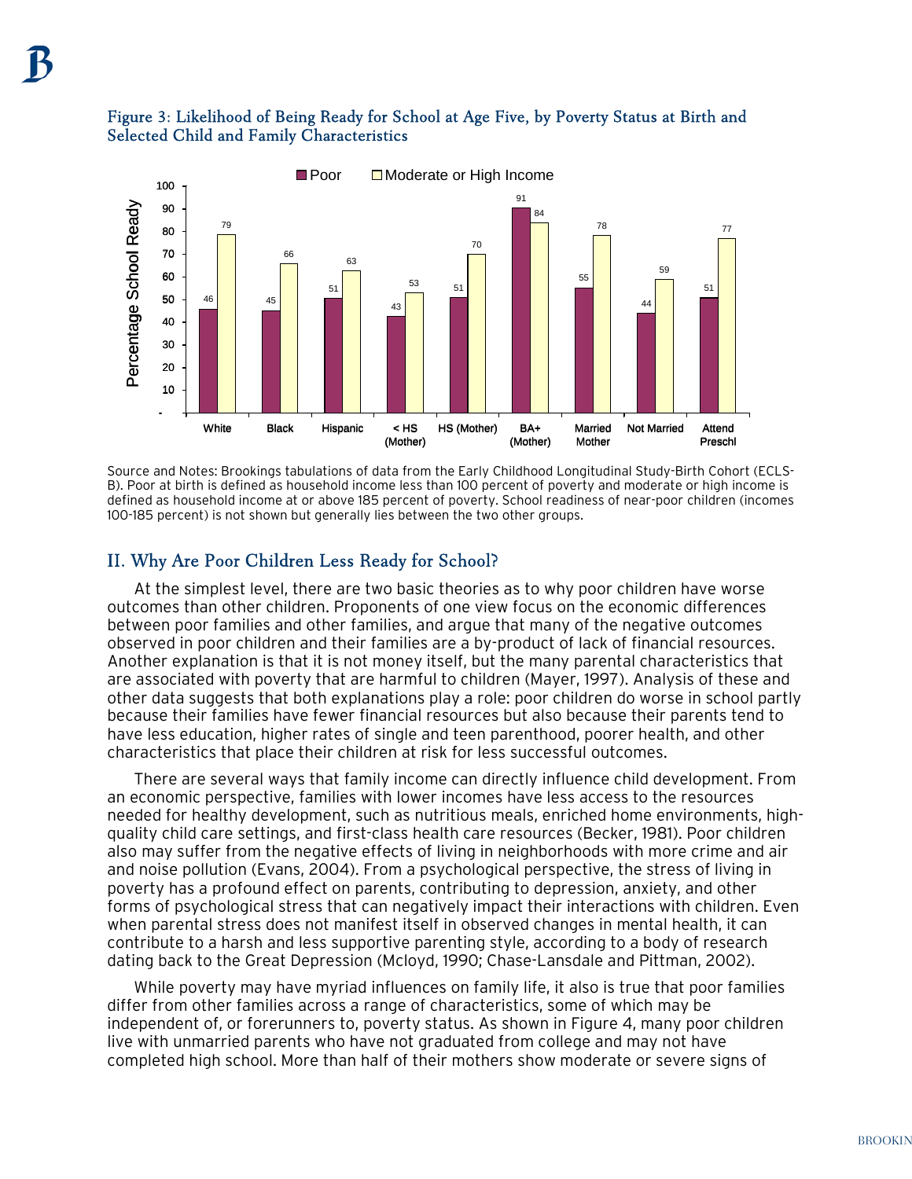### Figure 3: Likelihood of Being Ready for School at Age Five, by Poverty Status at Birth and Selected Child and Family Characteristics

| | Poor | Moderate or High Income |
|---|---|---|
| White | 46 | 79 |
| Black | 45 | 66 |
| Hispanic | 51 | 63 |
| < HS (Mother) | 43 | 53 |
| HS (Mother) | 51 | 70 |
| BA+ (Mother) | 91 | 84 |
| Married Mother | 55 | 78 |
| Not Married | 44 | 59 |
| Attend Preschl | 51 | 77 |

Source and Notes: Brookings tabulations of data from the Early Childhood Longitudinal Study-Birth Cohort (ECLS-B). Poor at birth is defined as household income less than 100 percent of poverty and moderate or high income is defined as household income at or above 185 percent of poverty. School readiness of near-poor children (incomes 100-185 percent) is not shown but generally lies between the two other groups.

## II. Why Are Poor Children Less Ready for School?

At the simplest level, there are two basic theories as to why poor children have worse outcomes than other children. Proponents of one view focus on the economic differences between poor families and other families, and argue that many of the negative outcomes observed in poor children and their families are a by-product of lack of financial resources. Another explanation is that it is not money itself, but the many parental characteristics that are associated with poverty that are harmful to children (Mayer, 1997). Analysis of these and other data suggests that both explanations play a role: poor children do worse in school partly because their families have fewer financial resources but also because their parents tend to have less education, higher rates of single and teen parenthood, poorer health, and other characteristics that place their children at risk for less successful outcomes.

There are several ways that family income can directly influence child development. From an economic perspective, families with lower incomes have less access to the resources needed for healthy development, such as nutritious meals, enriched home environments, high-quality child care settings, and first-class health care resources (Becker, 1981). Poor children also may suffer from the negative effects of living in neighborhoods with more crime and air and noise pollution (Evans, 2004). From a psychological perspective, the stress of living in poverty has a profound effect on parents, contributing to depression, anxiety, and other forms of psychological stress that can negatively impact their interactions with children. Even when parental stress does not manifest itself in observed changes in mental health, it can contribute to a harsh and less supportive parenting style, according to a body of research dating back to the Great Depression (Mcloyd, 1990; Chase-Lansdale and Pittman, 2002).

While poverty may have myriad influences on family life, it also is true that poor families differ from other families across a range of characteristics, some of which may be independent of, or forerunners to, poverty status. As shown in Figure 4, many poor children live with unmarried parents who have not graduated from college and may not have completed high school. More than half of their mothers show moderate or severe signs of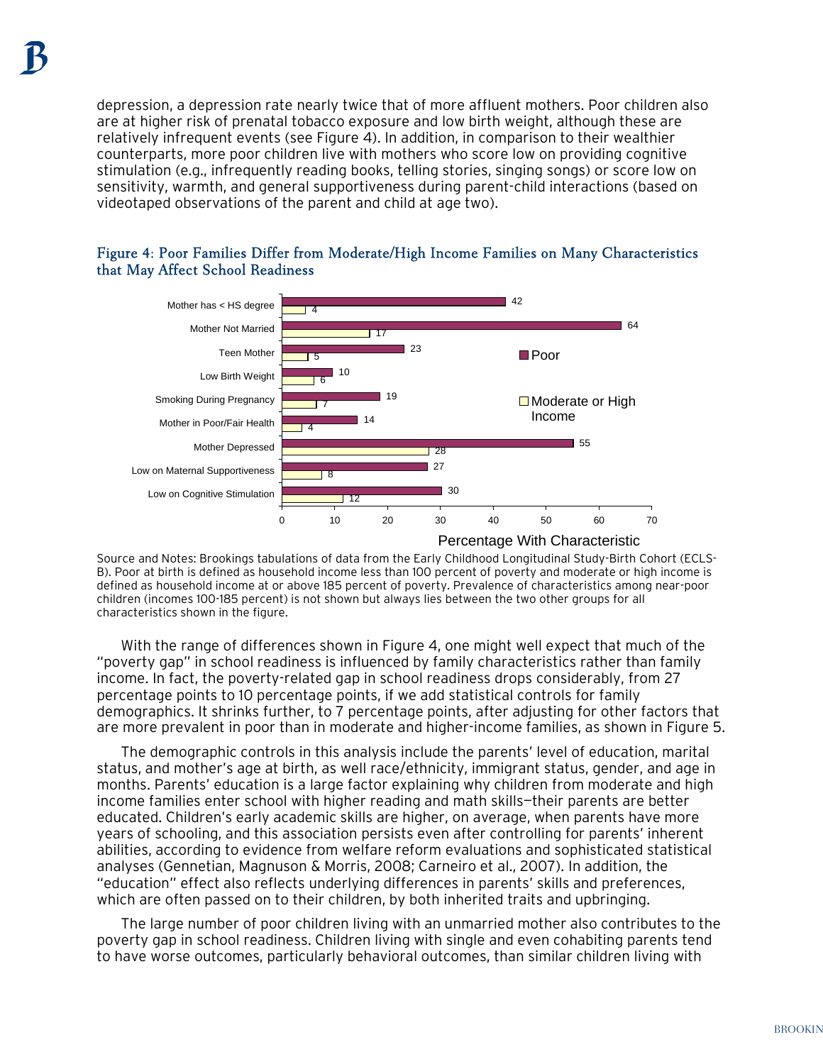depression, a depression rate nearly twice that of more affluent mothers. Poor children also are at higher risk of prenatal tobacco exposure and low birth weight, although these are relatively infrequent events (see Figure 4). In addition, in comparison to their wealthier counterparts, more poor children live with mothers who score low on providing cognitive stimulation (e.g., infrequently reading books, telling stories, singing songs) or score low on sensitivity, warmth, and general supportiveness during parent-child interactions (based on videotaped observations of the parent and child at age two).

### Figure 4: Poor Families Differ from Moderate/High Income Families on Many Characteristics that May Affect School Readiness

| Characteristic | Poor | Moderate or High Income |
| --- | --- | --- |
| Mother has < HS degree | 42 | 4 |
| Mother Not Married | 64 | 17 |
| Teen Mother | 23 | 5 |
| Low Birth Weight | 10 | 6 |
| Smoking During Pregnancy | 19 | 7 |
| Mother in Poor/Fair Health | 14 | 4 |
| Mother Depressed | 55 | 28 |
| Low on Maternal Supportiveness | 27 | 8 |
| Low on Cognitive Stimulation | 30 | 12 |

Percentage With Characteristic

Source and Notes: Brookings tabulations of data from the Early Childhood Longitudinal Study-Birth Cohort (ECLS-B). Poor at birth is defined as household income less than 100 percent of poverty and moderate or high income is defined as household income at or above 185 percent of poverty. Prevalence of characteristics among near-poor children (incomes 100-185 percent) is not shown but always lies between the two other groups for all characteristics shown in the figure.

With the range of differences shown in Figure 4, one might well expect that much of the "poverty gap" in school readiness is influenced by family characteristics rather than family income. In fact, the poverty-related gap in school readiness drops considerably, from 27 percentage points to 10 percentage points, if we add statistical controls for family demographics. It shrinks further, to 7 percentage points, after adjusting for other factors that are more prevalent in poor than in moderate and higher-income families, as shown in Figure 5.

The demographic controls in this analysis include the parents' level of education, marital status, and mother's age at birth, as well race/ethnicity, immigrant status, gender, and age in months. Parents' education is a large factor explaining why children from moderate and high income families enter school with higher reading and math skills—their parents are better educated. Children's early academic skills are higher, on average, when parents have more years of schooling, and this association persists even after controlling for parents' inherent abilities, according to evidence from welfare reform evaluations and sophisticated statistical analyses (Gennetian, Magnuson & Morris, 2008; Carneiro et al., 2007). In addition, the "education" effect also reflects underlying differences in parents' skills and preferences, which are often passed on to their children, by both inherited traits and upbringing.

The large number of poor children living with an unmarried mother also contributes to the poverty gap in school readiness. Children living with single and even cohabiting parents tend to have worse outcomes, particularly behavioral outcomes, than similar children living with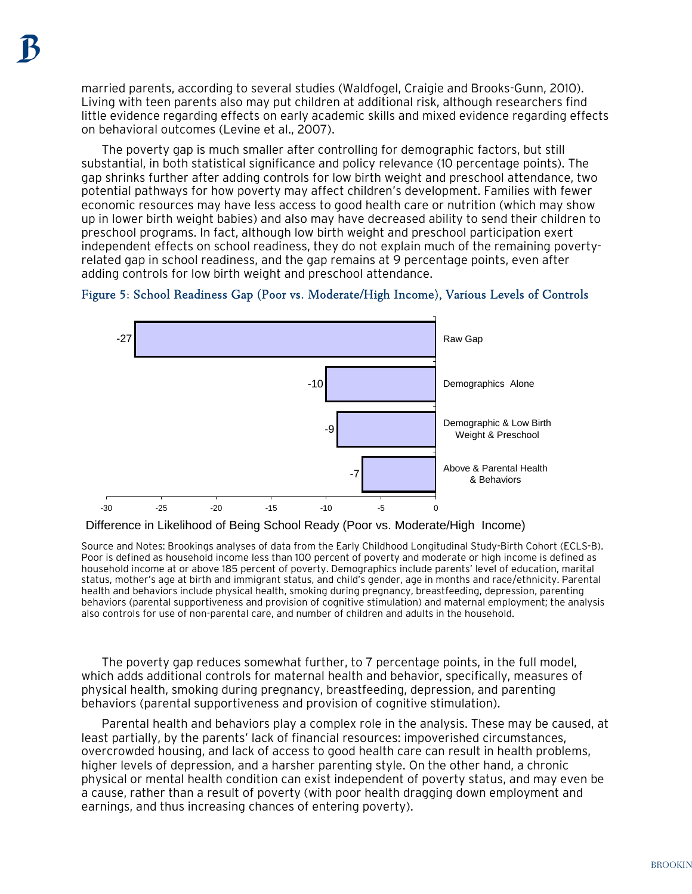married parents, according to several studies (Waldfogel, Craigie and Brooks-Gunn, 2010). Living with teen parents also may put children at additional risk, although researchers find little evidence regarding effects on early academic skills and mixed evidence regarding effects on behavioral outcomes (Levine et al., 2007).

The poverty gap is much smaller after controlling for demographic factors, but still substantial, in both statistical significance and policy relevance (10 percentage points). The gap shrinks further after adding controls for low birth weight and preschool attendance, two potential pathways for how poverty may affect children's development. Families with fewer economic resources may have less access to good health care or nutrition (which may show up in lower birth weight babies) and also may have decreased ability to send their children to preschool programs. In fact, although low birth weight and preschool participation exert independent effects on school readiness, they do not explain much of the remaining poverty-related gap in school readiness, and the gap remains at 9 percentage points, even after adding controls for low birth weight and preschool attendance.

Figure 5: School Readiness Gap (Poor vs. Moderate/High Income), Various Levels of Controls

| Level of Controls | Difference in Likelihood of Being School Ready (Poor vs. Moderate/High Income) |
|---|---|
| Raw Gap | -27 |
| Demographics Alone | -10 |
| Demographic & Low Birth Weight & Preschool | -9 |
| Above & Parental Health & Behaviors | -7 |

Source and Notes: Brookings analyses of data from the Early Childhood Longitudinal Study-Birth Cohort (ECLS-B). Poor is defined as household income less than 100 percent of poverty and moderate or high income is defined as household income at or above 185 percent of poverty. Demographics include parents' level of education, marital status, mother's age at birth and immigrant status, and child's gender, age in months and race/ethnicity. Parental health and behaviors include physical health, smoking during pregnancy, breastfeeding, depression, parenting behaviors (parental supportiveness and provision of cognitive stimulation) and maternal employment; the analysis also controls for use of non-parental care, and number of children and adults in the household.

The poverty gap reduces somewhat further, to 7 percentage points, in the full model, which adds additional controls for maternal health and behavior, specifically, measures of physical health, smoking during pregnancy, breastfeeding, depression, and parenting behaviors (parental supportiveness and provision of cognitive stimulation).

Parental health and behaviors play a complex role in the analysis. These may be caused, at least partially, by the parents' lack of financial resources: impoverished circumstances, overcrowded housing, and lack of access to good health care can result in health problems, higher levels of depression, and a harsher parenting style. On the other hand, a chronic physical or mental health condition can exist independent of poverty status, and may even be a cause, rather than a result of poverty (with poor health dragging down employment and earnings, and thus increasing chances of entering poverty).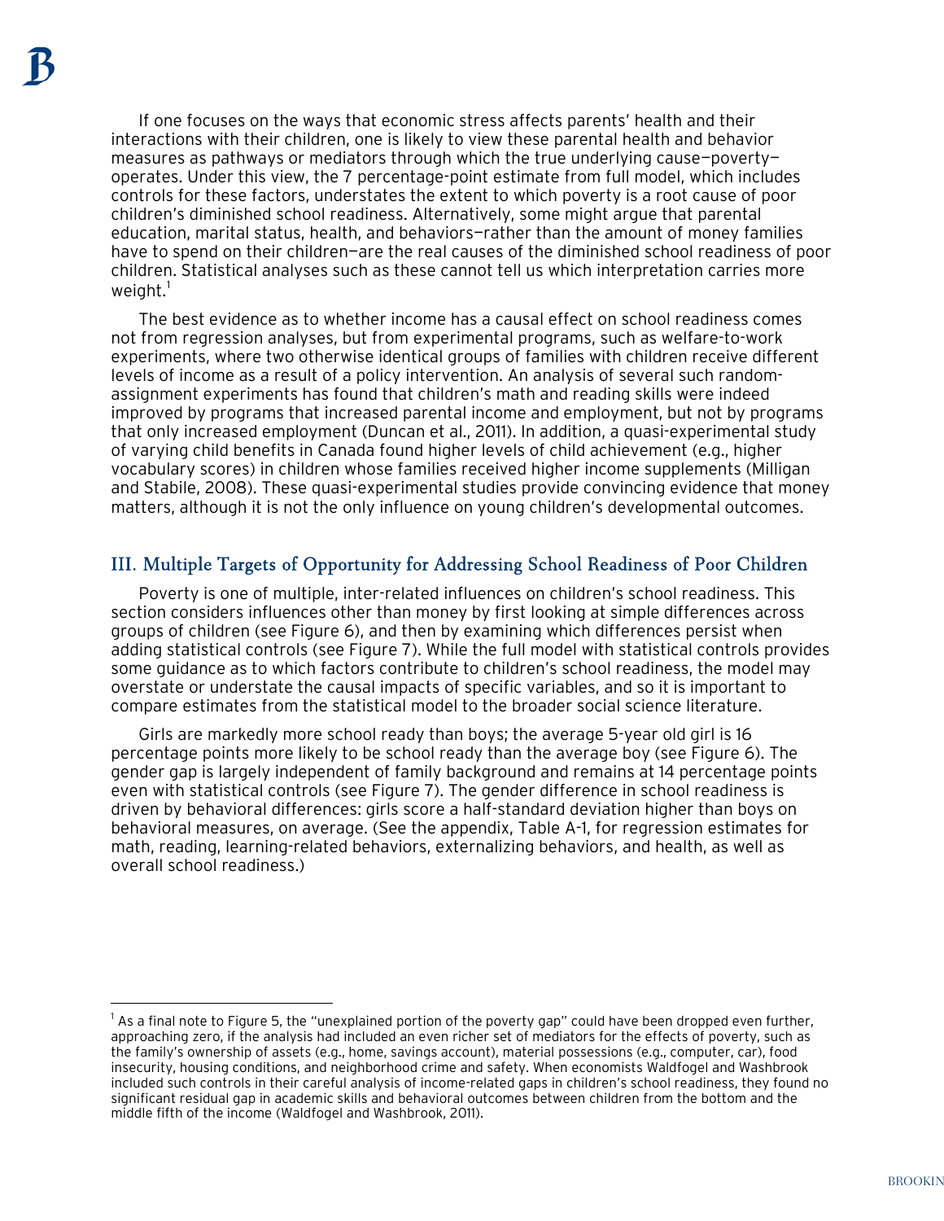If one focuses on the ways that economic stress affects parents' health and their interactions with their children, one is likely to view these parental health and behavior measures as pathways or mediators through which the true underlying cause—poverty—operates. Under this view, the 7 percentage-point estimate from full model, which includes controls for these factors, understates the extent to which poverty is a root cause of poor children's diminished school readiness. Alternatively, some might argue that parental education, marital status, health, and behaviors—rather than the amount of money families have to spend on their children—are the real causes of the diminished school readiness of poor children. Statistical analyses such as these cannot tell us which interpretation carries more weight.[1]

The best evidence as to whether income has a causal effect on school readiness comes not from regression analyses, but from experimental programs, such as welfare-to-work experiments, where two otherwise identical groups of families with children receive different levels of income as a result of a policy intervention. An analysis of several such random-assignment experiments has found that children's math and reading skills were indeed improved by programs that increased parental income and employment, but not by programs that only increased employment (Duncan et al., 2011). In addition, a quasi-experimental study of varying child benefits in Canada found higher levels of child achievement (e.g., higher vocabulary scores) in children whose families received higher income supplements (Milligan and Stabile, 2008). These quasi-experimental studies provide convincing evidence that money matters, although it is not the only influence on young children's developmental outcomes.

## III. Multiple Targets of Opportunity for Addressing School Readiness of Poor Children

Poverty is one of multiple, inter-related influences on children's school readiness. This section considers influences other than money by first looking at simple differences across groups of children (see Figure 6), and then by examining which differences persist when adding statistical controls (see Figure 7). While the full model with statistical controls provides some guidance as to which factors contribute to children's school readiness, the model may overstate or understate the causal impacts of specific variables, and so it is important to compare estimates from the statistical model to the broader social science literature.

Girls are markedly more school ready than boys; the average 5-year old girl is 16 percentage points more likely to be school ready than the average boy (see Figure 6). The gender gap is largely independent of family background and remains at 14 percentage points even with statistical controls (see Figure 7). The gender difference in school readiness is driven by behavioral differences: girls score a half-standard deviation higher than boys on behavioral measures, on average. (See the appendix, Table A-1, for regression estimates for math, reading, learning-related behaviors, externalizing behaviors, and health, as well as overall school readiness.)

---

[1] As a final note to Figure 5, the "unexplained portion of the poverty gap" could have been dropped even further, approaching zero, if the analysis had included an even richer set of mediators for the effects of poverty, such as the family's ownership of assets (e.g., home, savings account), material possessions (e.g., computer, car), food insecurity, housing conditions, and neighborhood crime and safety. When economists Waldfogel and Washbrook included such controls in their careful analysis of income-related gaps in children's school readiness, they found no significant residual gap in academic skills and behavioral outcomes between children from the bottom and the middle fifth of the income (Waldfogel and Washbrook, 2011).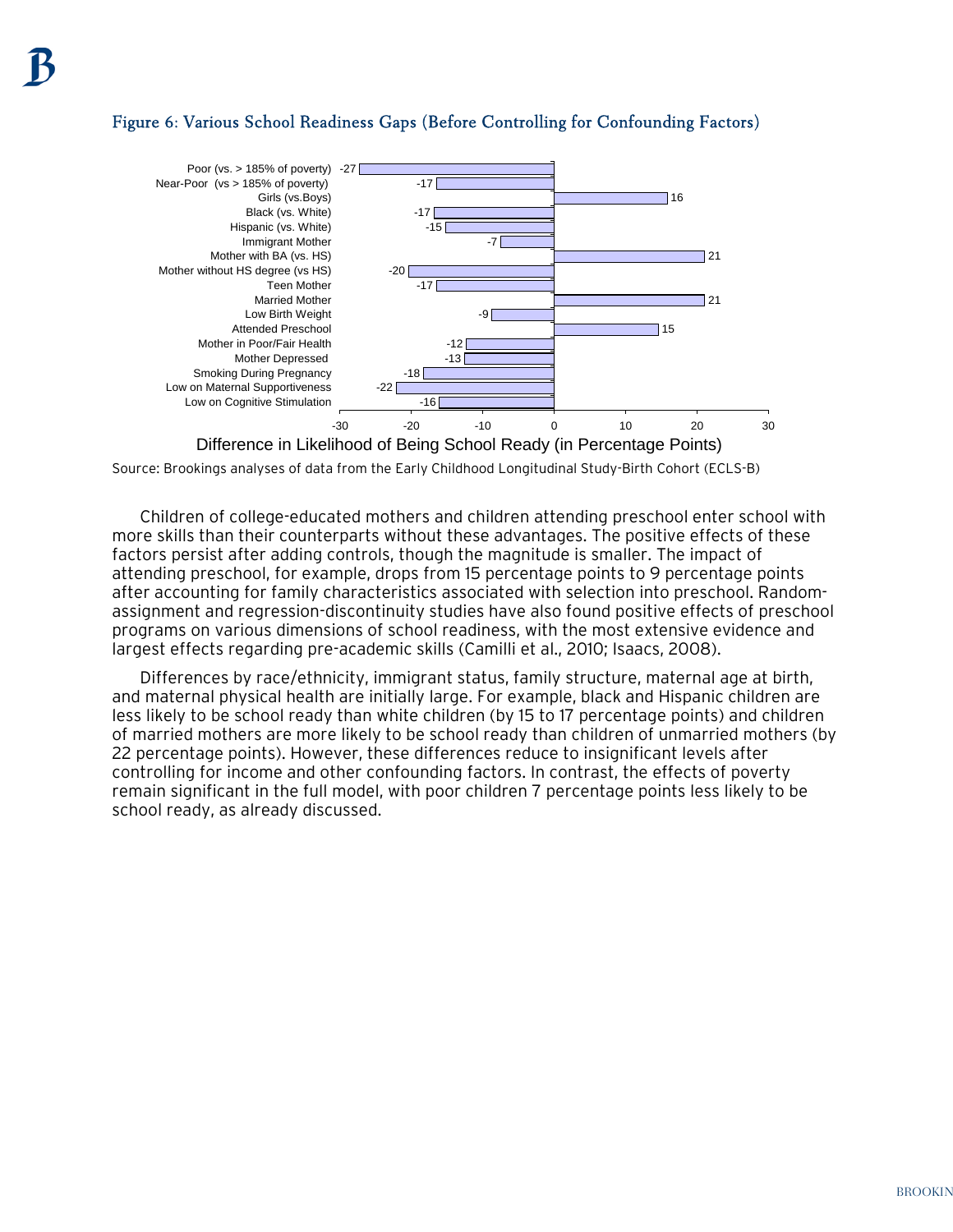### Figure 6: Various School Readiness Gaps (Before Controlling for Confounding Factors)

| Factor | Difference in Likelihood of Being School Ready (in Percentage Points) |
| --- | --- |
| Poor (vs. > 185% of poverty) | -27 |
| Near-Poor (vs > 185% of poverty) | -17 |
| Girls (vs.Boys) | 16 |
| Black (vs. White) | -17 |
| Hispanic (vs. White) | -15 |
| Immigrant Mother | -7 |
| Mother with BA (vs. HS) | 21 |
| Mother without HS degree (vs HS) | -20 |
| Teen Mother | -17 |
| Married Mother | 21 |
| Low Birth Weight | -9 |
| Attended Preschool | 15 |
| Mother in Poor/Fair Health | -12 |
| Mother Depressed | -13 |
| Smoking During Pregnancy | -18 |
| Low on Maternal Supportiveness | -22 |
| Low on Cognitive Stimulation | -16 |

Source: Brookings analyses of data from the Early Childhood Longitudinal Study-Birth Cohort (ECLS-B)

Children of college-educated mothers and children attending preschool enter school with more skills than their counterparts without these advantages. The positive effects of these factors persist after adding controls, though the magnitude is smaller. The impact of attending preschool, for example, drops from 15 percentage points to 9 percentage points after accounting for family characteristics associated with selection into preschool. Random-assignment and regression-discontinuity studies have also found positive effects of preschool programs on various dimensions of school readiness, with the most extensive evidence and largest effects regarding pre-academic skills (Camilli et al., 2010; Isaacs, 2008).

Differences by race/ethnicity, immigrant status, family structure, maternal age at birth, and maternal physical health are initially large. For example, black and Hispanic children are less likely to be school ready than white children (by 15 to 17 percentage points) and children of married mothers are more likely to be school ready than children of unmarried mothers (by 22 percentage points). However, these differences reduce to insignificant levels after controlling for income and other confounding factors. In contrast, the effects of poverty remain significant in the full model, with poor children 7 percentage points less likely to be school ready, as already discussed.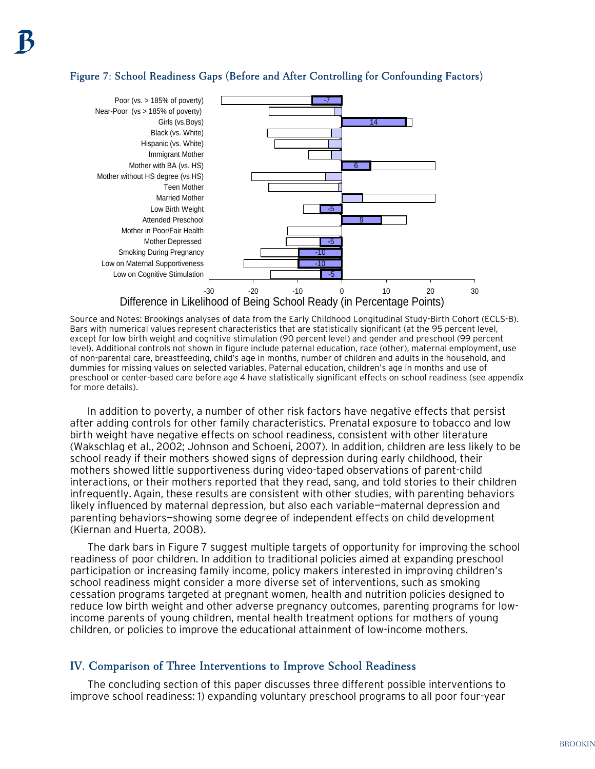## Figure 7: School Readiness Gaps (Before and After Controlling for Confounding Factors)

| Characteristic | Value shown |
|---|---|
| Poor (vs. > 185% of poverty) | -7 |
| Near-Poor (vs > 185% of poverty) | |
| Girls (vs.Boys) | 14 |
| Black (vs. White) | |
| Hispanic (vs. White) | |
| Immigrant Mother | |
| Mother with BA (vs. HS) | 6 |
| Mother without HS degree (vs HS) | |
| Teen Mother | |
| Married Mother | |
| Low Birth Weight | -5 |
| Attended Preschool | 9 |
| Mother in Poor/Fair Health | |
| Mother Depressed | -5 |
| Smoking During Pregnancy | -10 |
| Low on Maternal Supportiveness | -10 |
| Low on Cognitive Stimulation | -5 |

Difference in Likelihood of Being School Ready (in Percentage Points)

Source and Notes: Brookings analyses of data from the Early Childhood Longitudinal Study-Birth Cohort (ECLS-B). Bars with numerical values represent characteristics that are statistically significant (at the 95 percent level, except for low birth weight and cognitive stimulation (90 percent level) and gender and preschool (99 percent level). Additional controls not shown in figure include paternal education, race (other), maternal employment, use of non-parental care, breastfeeding, child's age in months, number of children and adults in the household, and dummies for missing values on selected variables. Paternal education, children's age in months and use of preschool or center-based care before age 4 have statistically significant effects on school readiness (see appendix for more details).

In addition to poverty, a number of other risk factors have negative effects that persist after adding controls for other family characteristics. Prenatal exposure to tobacco and low birth weight have negative effects on school readiness, consistent with other literature (Wakschlag et al., 2002; Johnson and Schoeni, 2007). In addition, children are less likely to be school ready if their mothers showed signs of depression during early childhood, their mothers showed little supportiveness during video-taped observations of parent-child interactions, or their mothers reported that they read, sang, and told stories to their children infrequently. Again, these results are consistent with other studies, with parenting behaviors likely influenced by maternal depression, but also each variable—maternal depression and parenting behaviors—showing some degree of independent effects on child development (Kiernan and Huerta, 2008).

The dark bars in Figure 7 suggest multiple targets of opportunity for improving the school readiness of poor children. In addition to traditional policies aimed at expanding preschool participation or increasing family income, policy makers interested in improving children's school readiness might consider a more diverse set of interventions, such as smoking cessation programs targeted at pregnant women, health and nutrition policies designed to reduce low birth weight and other adverse pregnancy outcomes, parenting programs for low-income parents of young children, mental health treatment options for mothers of young children, or policies to improve the educational attainment of low-income mothers.

## IV. Comparison of Three Interventions to Improve School Readiness

The concluding section of this paper discusses three different possible interventions to improve school readiness: 1) expanding voluntary preschool programs to all poor four-year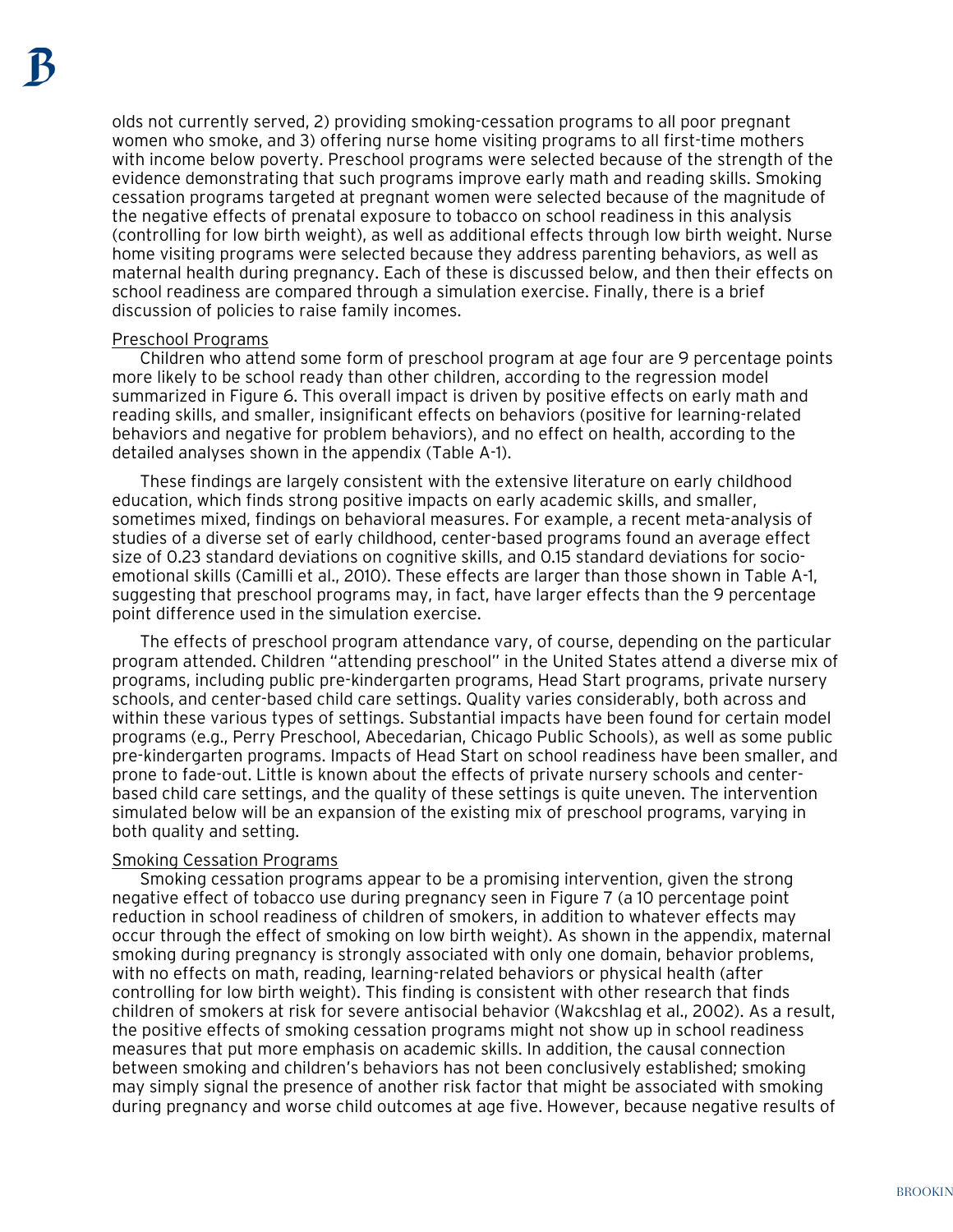olds not currently served, 2) providing smoking-cessation programs to all poor pregnant women who smoke, and 3) offering nurse home visiting programs to all first-time mothers with income below poverty. Preschool programs were selected because of the strength of the evidence demonstrating that such programs improve early math and reading skills. Smoking cessation programs targeted at pregnant women were selected because of the magnitude of the negative effects of prenatal exposure to tobacco on school readiness in this analysis (controlling for low birth weight), as well as additional effects through low birth weight. Nurse home visiting programs were selected because they address parenting behaviors, as well as maternal health during pregnancy. Each of these is discussed below, and then their effects on school readiness are compared through a simulation exercise. Finally, there is a brief discussion of policies to raise family incomes.

### Preschool Programs

Children who attend some form of preschool program at age four are 9 percentage points more likely to be school ready than other children, according to the regression model summarized in Figure 6. This overall impact is driven by positive effects on early math and reading skills, and smaller, insignificant effects on behaviors (positive for learning-related behaviors and negative for problem behaviors), and no effect on health, according to the detailed analyses shown in the appendix (Table A-1).

These findings are largely consistent with the extensive literature on early childhood education, which finds strong positive impacts on early academic skills, and smaller, sometimes mixed, findings on behavioral measures. For example, a recent meta-analysis of studies of a diverse set of early childhood, center-based programs found an average effect size of 0.23 standard deviations on cognitive skills, and 0.15 standard deviations for socio-emotional skills (Camilli et al., 2010). These effects are larger than those shown in Table A-1, suggesting that preschool programs may, in fact, have larger effects than the 9 percentage point difference used in the simulation exercise.

The effects of preschool program attendance vary, of course, depending on the particular program attended. Children "attending preschool" in the United States attend a diverse mix of programs, including public pre-kindergarten programs, Head Start programs, private nursery schools, and center-based child care settings. Quality varies considerably, both across and within these various types of settings. Substantial impacts have been found for certain model programs (e.g., Perry Preschool, Abecedarian, Chicago Public Schools), as well as some public pre-kindergarten programs. Impacts of Head Start on school readiness have been smaller, and prone to fade-out. Little is known about the effects of private nursery schools and center-based child care settings, and the quality of these settings is quite uneven. The intervention simulated below will be an expansion of the existing mix of preschool programs, varying in both quality and setting.

### Smoking Cessation Programs

Smoking cessation programs appear to be a promising intervention, given the strong negative effect of tobacco use during pregnancy seen in Figure 7 (a 10 percentage point reduction in school readiness of children of smokers, in addition to whatever effects may occur through the effect of smoking on low birth weight). As shown in the appendix, maternal smoking during pregnancy is strongly associated with only one domain, behavior problems, with no effects on math, reading, learning-related behaviors or physical health (after controlling for low birth weight). This finding is consistent with other research that finds children of smokers at risk for severe antisocial behavior (Wakcshlag et al., 2002). As a result, the positive effects of smoking cessation programs might not show up in school readiness measures that put more emphasis on academic skills. In addition, the causal connection between smoking and children's behaviors has not been conclusively established; smoking may simply signal the presence of another risk factor that might be associated with smoking during pregnancy and worse child outcomes at age five. However, because negative results of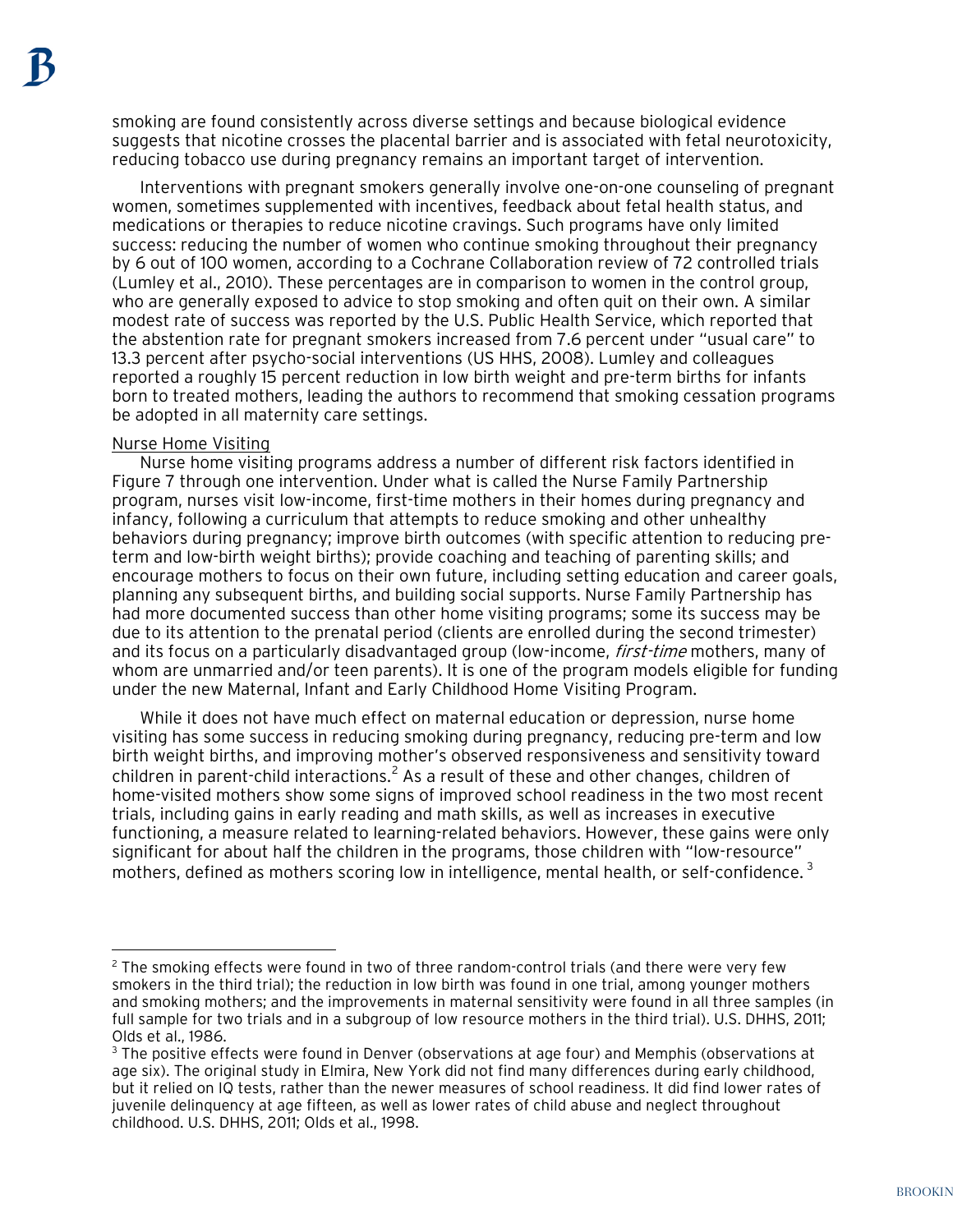smoking are found consistently across diverse settings and because biological evidence suggests that nicotine crosses the placental barrier and is associated with fetal neurotoxicity, reducing tobacco use during pregnancy remains an important target of intervention.

Interventions with pregnant smokers generally involve one-on-one counseling of pregnant women, sometimes supplemented with incentives, feedback about fetal health status, and medications or therapies to reduce nicotine cravings. Such programs have only limited success: reducing the number of women who continue smoking throughout their pregnancy by 6 out of 100 women, according to a Cochrane Collaboration review of 72 controlled trials (Lumley et al., 2010). These percentages are in comparison to women in the control group, who are generally exposed to advice to stop smoking and often quit on their own. A similar modest rate of success was reported by the U.S. Public Health Service, which reported that the abstention rate for pregnant smokers increased from 7.6 percent under "usual care" to 13.3 percent after psycho-social interventions (US HHS, 2008). Lumley and colleagues reported a roughly 15 percent reduction in low birth weight and pre-term births for infants born to treated mothers, leading the authors to recommend that smoking cessation programs be adopted in all maternity care settings.

Nurse Home Visiting

Nurse home visiting programs address a number of different risk factors identified in Figure 7 through one intervention. Under what is called the Nurse Family Partnership program, nurses visit low-income, first-time mothers in their homes during pregnancy and infancy, following a curriculum that attempts to reduce smoking and other unhealthy behaviors during pregnancy; improve birth outcomes (with specific attention to reducing pre-term and low-birth weight births); provide coaching and teaching of parenting skills; and encourage mothers to focus on their own future, including setting education and career goals, planning any subsequent births, and building social supports. Nurse Family Partnership has had more documented success than other home visiting programs; some its success may be due to its attention to the prenatal period (clients are enrolled during the second trimester) and its focus on a particularly disadvantaged group (low-income, *first-time* mothers, many of whom are unmarried and/or teen parents). It is one of the program models eligible for funding under the new Maternal, Infant and Early Childhood Home Visiting Program.

While it does not have much effect on maternal education or depression, nurse home visiting has some success in reducing smoking during pregnancy, reducing pre-term and low birth weight births, and improving mother's observed responsiveness and sensitivity toward children in parent-child interactions.[2] As a result of these and other changes, children of home-visited mothers show some signs of improved school readiness in the two most recent trials, including gains in early reading and math skills, as well as increases in executive functioning, a measure related to learning-related behaviors. However, these gains were only significant for about half the children in the programs, those children with "low-resource" mothers, defined as mothers scoring low in intelligence, mental health, or self-confidence. [3]

---

[2] The smoking effects were found in two of three random-control trials (and there were very few smokers in the third trial); the reduction in low birth was found in one trial, among younger mothers and smoking mothers; and the improvements in maternal sensitivity were found in all three samples (in full sample for two trials and in a subgroup of low resource mothers in the third trial). U.S. DHHS, 2011; Olds et al., 1986.

[3] The positive effects were found in Denver (observations at age four) and Memphis (observations at age six). The original study in Elmira, New York did not find many differences during early childhood, but it relied on IQ tests, rather than the newer measures of school readiness. It did find lower rates of juvenile delinquency at age fifteen, as well as lower rates of child abuse and neglect throughout childhood. U.S. DHHS, 2011; Olds et al., 1998.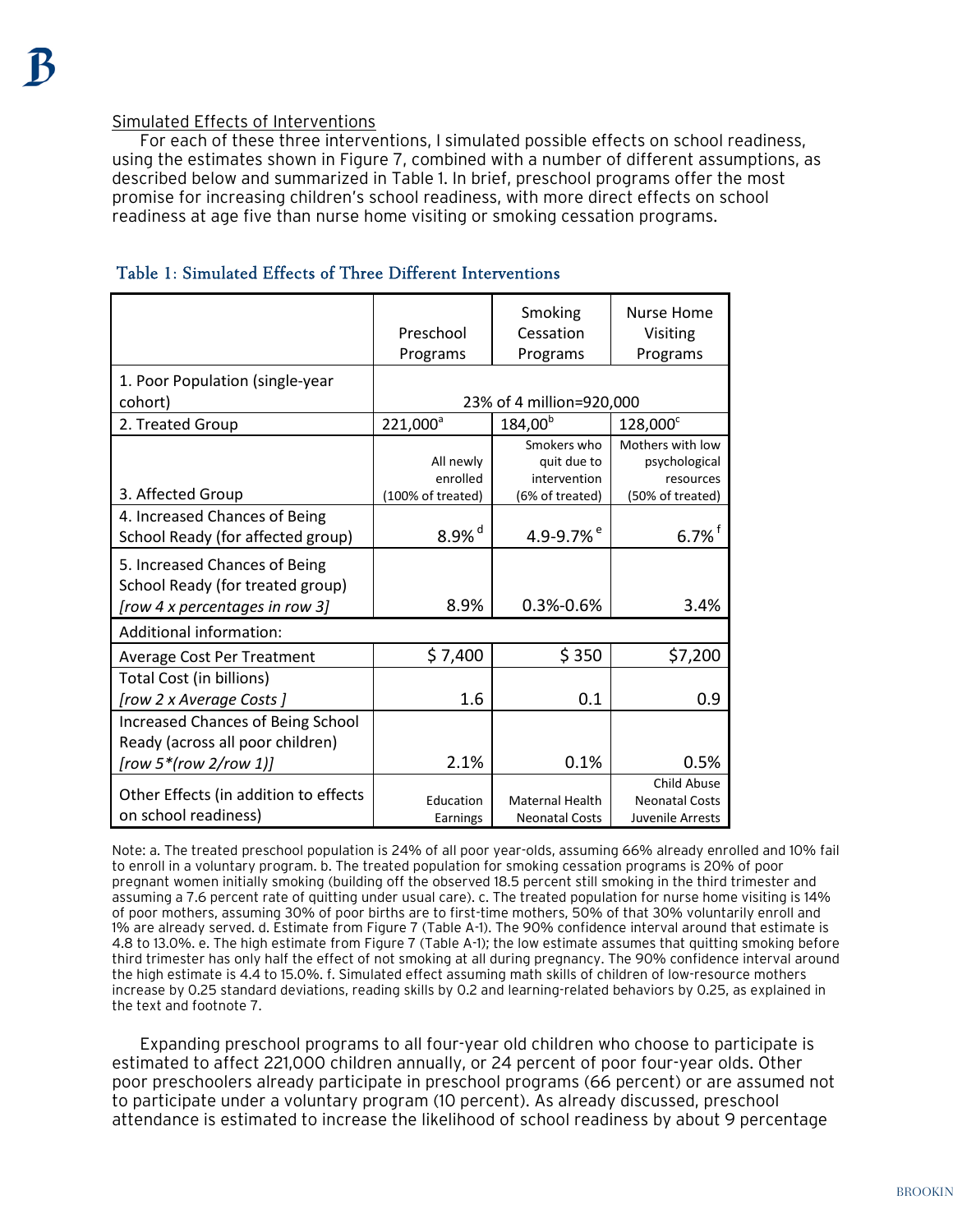Simulated Effects of Interventions

For each of these three interventions, I simulated possible effects on school readiness, using the estimates shown in Figure 7, combined with a number of different assumptions, as described below and summarized in Table 1. In brief, preschool programs offer the most promise for increasing children's school readiness, with more direct effects on school readiness at age five than nurse home visiting or smoking cessation programs.

### Table 1: Simulated Effects of Three Different Interventions

| | Preschool Programs | Smoking Cessation Programs | Nurse Home Visiting Programs |
|---|---|---|---|
| 1. Poor Population (single-year cohort) | 23% of 4 million=920,000 | | |
| 2. Treated Group | 221,000[a] | 184,00[b] | 128,000[c] |
| 3. Affected Group | All newly enrolled (100% of treated) | Smokers who quit due to intervention (6% of treated) | Mothers with low psychological resources (50% of treated) |
| 4. Increased Chances of Being School Ready (for affected group) | 8.9% [d] | 4.9-9.7% [e] | 6.7% [f] |
| 5. Increased Chances of Being School Ready (for treated group) [row 4 x percentages in row 3] | 8.9% | 0.3%-0.6% | 3.4% |
| Additional information: | | | |
| Average Cost Per Treatment | $ 7,400 | $ 350 | $7,200 |
| Total Cost (in billions) [row 2 x Average Costs ] | 1.6 | 0.1 | 0.9 |
| Increased Chances of Being School Ready (across all poor children) [row 5*(row 2/row 1)] | 2.1% | 0.1% | 0.5% |
| Other Effects (in addition to effects on school readiness) | Education Earnings | Maternal Health Neonatal Costs | Child Abuse Neonatal Costs Juvenile Arrests |

Note: a. The treated preschool population is 24% of all poor year-olds, assuming 66% already enrolled and 10% fail to enroll in a voluntary program. b. The treated population for smoking cessation programs is 20% of poor pregnant women initially smoking (building off the observed 18.5 percent still smoking in the third trimester and assuming a 7.6 percent rate of quitting under usual care). c. The treated population for nurse home visiting is 14% of poor mothers, assuming 30% of poor births are to first-time mothers, 50% of that 30% voluntarily enroll and 1% are already served. d. Estimate from Figure 7 (Table A-1). The 90% confidence interval around that estimate is 4.8 to 13.0%. e. The high estimate from Figure 7 (Table A-1); the low estimate assumes that quitting smoking before third trimester has only half the effect of not smoking at all during pregnancy. The 90% confidence interval around the high estimate is 4.4 to 15.0%. f. Simulated effect assuming math skills of children of low-resource mothers increase by 0.25 standard deviations, reading skills by 0.2 and learning-related behaviors by 0.25, as explained in the text and footnote 7.

Expanding preschool programs to all four-year old children who choose to participate is estimated to affect 221,000 children annually, or 24 percent of poor four-year olds. Other poor preschoolers already participate in preschool programs (66 percent) or are assumed not to participate under a voluntary program (10 percent). As already discussed, preschool attendance is estimated to increase the likelihood of school readiness by about 9 percentage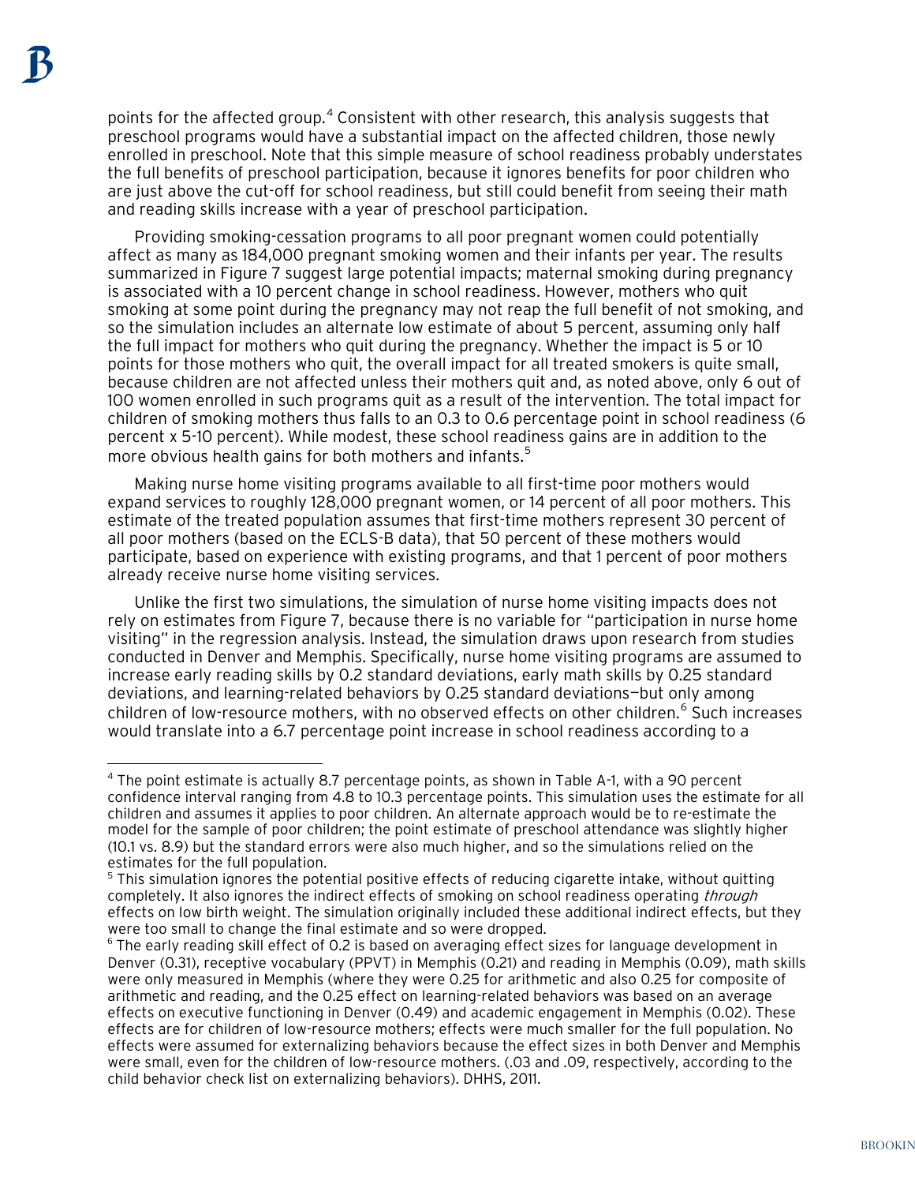points for the affected group.[4] Consistent with other research, this analysis suggests that preschool programs would have a substantial impact on the affected children, those newly enrolled in preschool. Note that this simple measure of school readiness probably understates the full benefits of preschool participation, because it ignores benefits for poor children who are just above the cut-off for school readiness, but still could benefit from seeing their math and reading skills increase with a year of preschool participation.

Providing smoking-cessation programs to all poor pregnant women could potentially affect as many as 184,000 pregnant smoking women and their infants per year. The results summarized in Figure 7 suggest large potential impacts; maternal smoking during pregnancy is associated with a 10 percent change in school readiness. However, mothers who quit smoking at some point during the pregnancy may not reap the full benefit of not smoking, and so the simulation includes an alternate low estimate of about 5 percent, assuming only half the full impact for mothers who quit during the pregnancy. Whether the impact is 5 or 10 points for those mothers who quit, the overall impact for all treated smokers is quite small, because children are not affected unless their mothers quit and, as noted above, only 6 out of 100 women enrolled in such programs quit as a result of the intervention. The total impact for children of smoking mothers thus falls to an 0.3 to 0.6 percentage point in school readiness (6 percent x 5-10 percent). While modest, these school readiness gains are in addition to the more obvious health gains for both mothers and infants.[5]

Making nurse home visiting programs available to all first-time poor mothers would expand services to roughly 128,000 pregnant women, or 14 percent of all poor mothers. This estimate of the treated population assumes that first-time mothers represent 30 percent of all poor mothers (based on the ECLS-B data), that 50 percent of these mothers would participate, based on experience with existing programs, and that 1 percent of poor mothers already receive nurse home visiting services.

Unlike the first two simulations, the simulation of nurse home visiting impacts does not rely on estimates from Figure 7, because there is no variable for "participation in nurse home visiting" in the regression analysis. Instead, the simulation draws upon research from studies conducted in Denver and Memphis. Specifically, nurse home visiting programs are assumed to increase early reading skills by 0.2 standard deviations, early math skills by 0.25 standard deviations, and learning-related behaviors by 0.25 standard deviations—but only among children of low-resource mothers, with no observed effects on other children.[6] Such increases would translate into a 6.7 percentage point increase in school readiness according to a

---

[4] The point estimate is actually 8.7 percentage points, as shown in Table A-1, with a 90 percent confidence interval ranging from 4.8 to 10.3 percentage points. This simulation uses the estimate for all children and assumes it applies to poor children. An alternate approach would be to re-estimate the model for the sample of poor children; the point estimate of preschool attendance was slightly higher (10.1 vs. 8.9) but the standard errors were also much higher, and so the simulations relied on the estimates for the full population.

[5] This simulation ignores the potential positive effects of reducing cigarette intake, without quitting completely. It also ignores the indirect effects of smoking on school readiness operating *through* effects on low birth weight. The simulation originally included these additional indirect effects, but they were too small to change the final estimate and so were dropped.

[6] The early reading skill effect of 0.2 is based on averaging effect sizes for language development in Denver (0.31), receptive vocabulary (PPVT) in Memphis (0.21) and reading in Memphis (0.09), math skills were only measured in Memphis (where they were 0.25 for arithmetic and also 0.25 for composite of arithmetic and reading, and the 0.25 effect on learning-related behaviors was based on an average effects on executive functioning in Denver (0.49) and academic engagement in Memphis (0.02). These effects are for children of low-resource mothers; effects were much smaller for the full population. No effects were assumed for externalizing behaviors because the effect sizes in both Denver and Memphis were small, even for the children of low-resource mothers. (.03 and .09, respectively, according to the child behavior check list on externalizing behaviors). DHHS, 2011.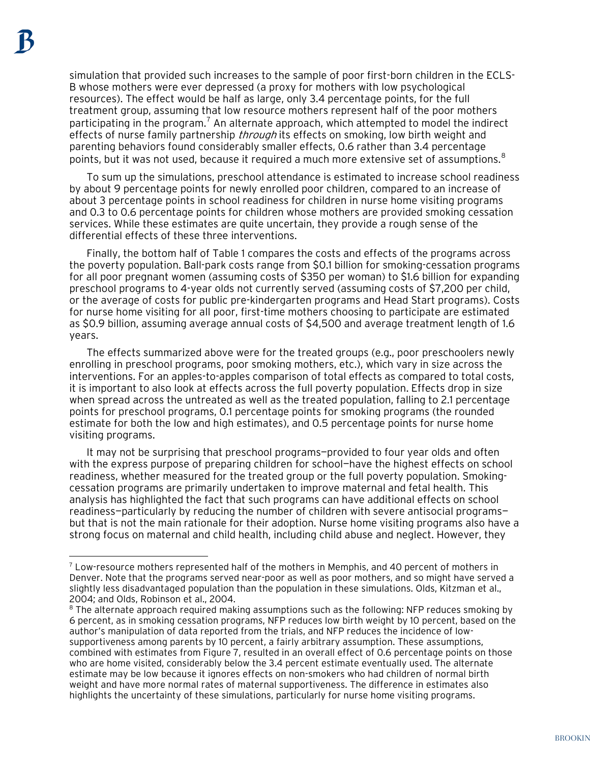simulation that provided such increases to the sample of poor first-born children in the ECLS-B whose mothers were ever depressed (a proxy for mothers with low psychological resources). The effect would be half as large, only 3.4 percentage points, for the full treatment group, assuming that low resource mothers represent half of the poor mothers participating in the program.[7] An alternate approach, which attempted to model the indirect effects of nurse family partnership *through* its effects on smoking, low birth weight and parenting behaviors found considerably smaller effects, 0.6 rather than 3.4 percentage points, but it was not used, because it required a much more extensive set of assumptions.[8]

To sum up the simulations, preschool attendance is estimated to increase school readiness by about 9 percentage points for newly enrolled poor children, compared to an increase of about 3 percentage points in school readiness for children in nurse home visiting programs and 0.3 to 0.6 percentage points for children whose mothers are provided smoking cessation services. While these estimates are quite uncertain, they provide a rough sense of the differential effects of these three interventions.

Finally, the bottom half of Table 1 compares the costs and effects of the programs across the poverty population. Ball-park costs range from $0.1 billion for smoking-cessation programs for all poor pregnant women (assuming costs of $350 per woman) to $1.6 billion for expanding preschool programs to 4-year olds not currently served (assuming costs of $7,200 per child, or the average of costs for public pre-kindergarten programs and Head Start programs). Costs for nurse home visiting for all poor, first-time mothers choosing to participate are estimated as $0.9 billion, assuming average annual costs of $4,500 and average treatment length of 1.6 years.

The effects summarized above were for the treated groups (e.g., poor preschoolers newly enrolling in preschool programs, poor smoking mothers, etc.), which vary in size across the interventions. For an apples-to-apples comparison of total effects as compared to total costs, it is important to also look at effects across the full poverty population. Effects drop in size when spread across the untreated as well as the treated population, falling to 2.1 percentage points for preschool programs, 0.1 percentage points for smoking programs (the rounded estimate for both the low and high estimates), and 0.5 percentage points for nurse home visiting programs.

It may not be surprising that preschool programs—provided to four year olds and often with the express purpose of preparing children for school—have the highest effects on school readiness, whether measured for the treated group or the full poverty population. Smoking-cessation programs are primarily undertaken to improve maternal and fetal health. This analysis has highlighted the fact that such programs can have additional effects on school readiness—particularly by reducing the number of children with severe antisocial programs—but that is not the main rationale for their adoption. Nurse home visiting programs also have a strong focus on maternal and child health, including child abuse and neglect. However, they

[7] Low-resource mothers represented half of the mothers in Memphis, and 40 percent of mothers in Denver. Note that the programs served near-poor as well as poor mothers, and so might have served a slightly less disadvantaged population than the population in these simulations. Olds, Kitzman et al., 2004; and Olds, Robinson et al., 2004.

[8] The alternate approach required making assumptions such as the following: NFP reduces smoking by 6 percent, as in smoking cessation programs, NFP reduces low birth weight by 10 percent, based on the author's manipulation of data reported from the trials, and NFP reduces the incidence of low-supportiveness among parents by 10 percent, a fairly arbitrary assumption. These assumptions, combined with estimates from Figure 7, resulted in an overall effect of 0.6 percentage points on those who are home visited, considerably below the 3.4 percent estimate eventually used. The alternate estimate may be low because it ignores effects on non-smokers who had children of normal birth weight and have more normal rates of maternal supportiveness. The difference in estimates also highlights the uncertainty of these simulations, particularly for nurse home visiting programs.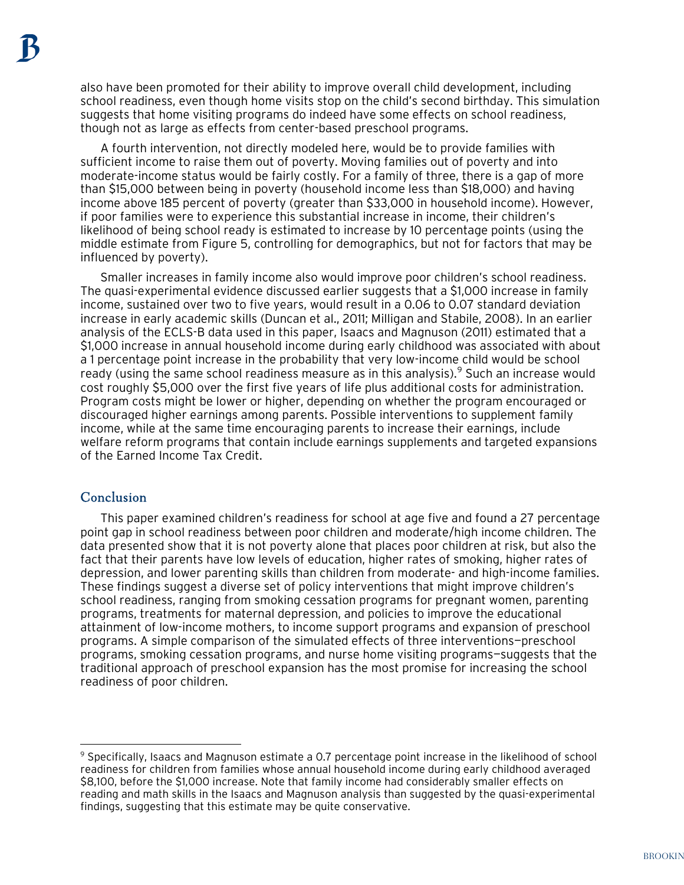also have been promoted for their ability to improve overall child development, including school readiness, even though home visits stop on the child's second birthday. This simulation suggests that home visiting programs do indeed have some effects on school readiness, though not as large as effects from center-based preschool programs.

A fourth intervention, not directly modeled here, would be to provide families with sufficient income to raise them out of poverty. Moving families out of poverty and into moderate-income status would be fairly costly. For a family of three, there is a gap of more than $15,000 between being in poverty (household income less than $18,000) and having income above 185 percent of poverty (greater than $33,000 in household income). However, if poor families were to experience this substantial increase in income, their children's likelihood of being school ready is estimated to increase by 10 percentage points (using the middle estimate from Figure 5, controlling for demographics, but not for factors that may be influenced by poverty).

Smaller increases in family income also would improve poor children's school readiness. The quasi-experimental evidence discussed earlier suggests that a $1,000 increase in family income, sustained over two to five years, would result in a 0.06 to 0.07 standard deviation increase in early academic skills (Duncan et al., 2011; Milligan and Stabile, 2008). In an earlier analysis of the ECLS-B data used in this paper, Isaacs and Magnuson (2011) estimated that a $1,000 increase in annual household income during early childhood was associated with about a 1 percentage point increase in the probability that very low-income child would be school ready (using the same school readiness measure as in this analysis).[9] Such an increase would cost roughly $5,000 over the first five years of life plus additional costs for administration. Program costs might be lower or higher, depending on whether the program encouraged or discouraged higher earnings among parents. Possible interventions to supplement family income, while at the same time encouraging parents to increase their earnings, include welfare reform programs that contain include earnings supplements and targeted expansions of the Earned Income Tax Credit.

## Conclusion

This paper examined children's readiness for school at age five and found a 27 percentage point gap in school readiness between poor children and moderate/high income children. The data presented show that it is not poverty alone that places poor children at risk, but also the fact that their parents have low levels of education, higher rates of smoking, higher rates of depression, and lower parenting skills than children from moderate- and high-income families. These findings suggest a diverse set of policy interventions that might improve children's school readiness, ranging from smoking cessation programs for pregnant women, parenting programs, treatments for maternal depression, and policies to improve the educational attainment of low-income mothers, to income support programs and expansion of preschool programs. A simple comparison of the simulated effects of three interventions—preschool programs, smoking cessation programs, and nurse home visiting programs—suggests that the traditional approach of preschool expansion has the most promise for increasing the school readiness of poor children.

---

[9] Specifically, Isaacs and Magnuson estimate a 0.7 percentage point increase in the likelihood of school readiness for children from families whose annual household income during early childhood averaged $8,100, before the $1,000 increase. Note that family income had considerably smaller effects on reading and math skills in the Isaacs and Magnuson analysis than suggested by the quasi-experimental findings, suggesting that this estimate may be quite conservative.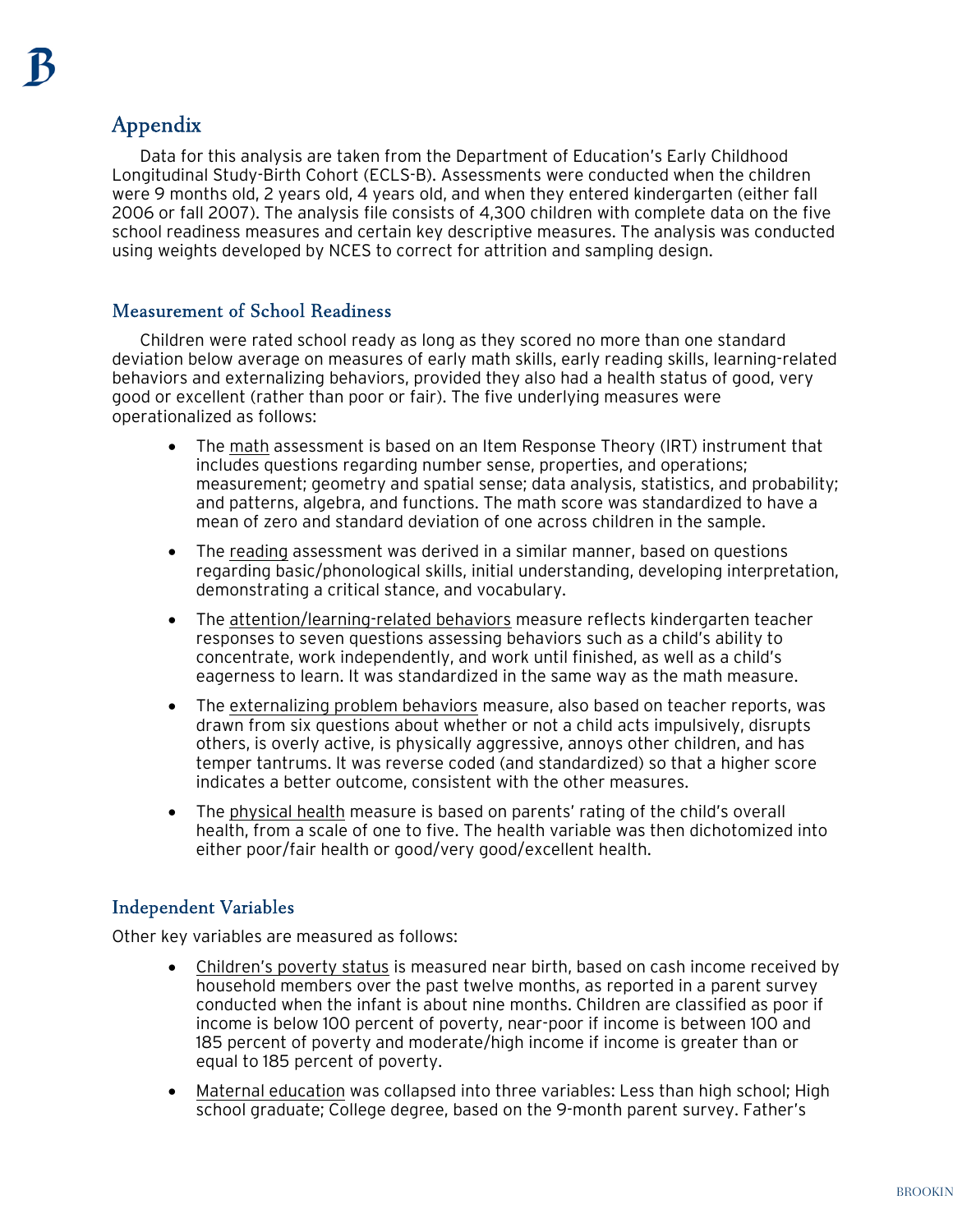## Appendix

Data for this analysis are taken from the Department of Education's Early Childhood Longitudinal Study-Birth Cohort (ECLS-B). Assessments were conducted when the children were 9 months old, 2 years old, 4 years old, and when they entered kindergarten (either fall 2006 or fall 2007). The analysis file consists of 4,300 children with complete data on the five school readiness measures and certain key descriptive measures. The analysis was conducted using weights developed by NCES to correct for attrition and sampling design.

### Measurement of School Readiness

Children were rated school ready as long as they scored no more than one standard deviation below average on measures of early math skills, early reading skills, learning-related behaviors and externalizing behaviors, provided they also had a health status of good, very good or excellent (rather than poor or fair). The five underlying measures were operationalized as follows:

- The math assessment is based on an Item Response Theory (IRT) instrument that includes questions regarding number sense, properties, and operations; measurement; geometry and spatial sense; data analysis, statistics, and probability; and patterns, algebra, and functions. The math score was standardized to have a mean of zero and standard deviation of one across children in the sample.
- The reading assessment was derived in a similar manner, based on questions regarding basic/phonological skills, initial understanding, developing interpretation, demonstrating a critical stance, and vocabulary.
- The attention/learning-related behaviors measure reflects kindergarten teacher responses to seven questions assessing behaviors such as a child's ability to concentrate, work independently, and work until finished, as well as a child's eagerness to learn. It was standardized in the same way as the math measure.
- The externalizing problem behaviors measure, also based on teacher reports, was drawn from six questions about whether or not a child acts impulsively, disrupts others, is overly active, is physically aggressive, annoys other children, and has temper tantrums. It was reverse coded (and standardized) so that a higher score indicates a better outcome, consistent with the other measures.
- The physical health measure is based on parents' rating of the child's overall health, from a scale of one to five. The health variable was then dichotomized into either poor/fair health or good/very good/excellent health.

### Independent Variables

Other key variables are measured as follows:

- Children's poverty status is measured near birth, based on cash income received by household members over the past twelve months, as reported in a parent survey conducted when the infant is about nine months. Children are classified as poor if income is below 100 percent of poverty, near-poor if income is between 100 and 185 percent of poverty and moderate/high income if income is greater than or equal to 185 percent of poverty.
- Maternal education was collapsed into three variables: Less than high school; High school graduate; College degree, based on the 9-month parent survey. Father's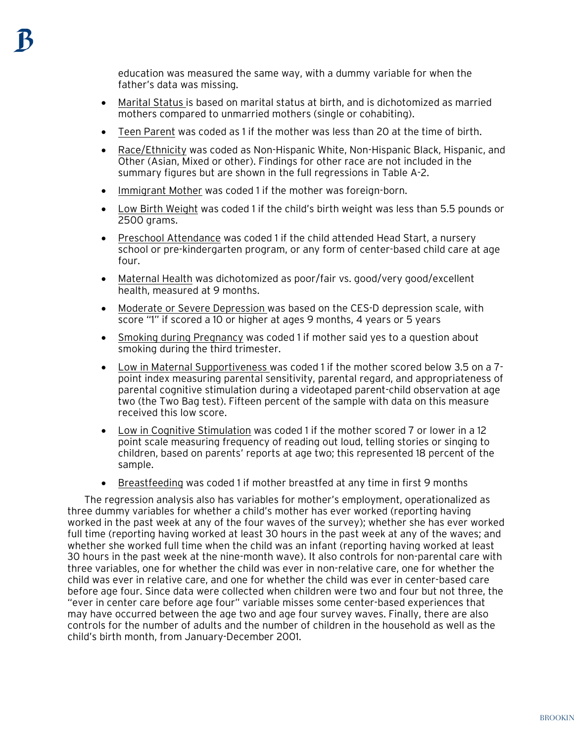education was measured the same way, with a dummy variable for when the father's data was missing.

- Marital Status is based on marital status at birth, and is dichotomized as married mothers compared to unmarried mothers (single or cohabiting).
- Teen Parent was coded as 1 if the mother was less than 20 at the time of birth.
- Race/Ethnicity was coded as Non-Hispanic White, Non-Hispanic Black, Hispanic, and Other (Asian, Mixed or other). Findings for other race are not included in the summary figures but are shown in the full regressions in Table A-2.
- Immigrant Mother was coded 1 if the mother was foreign-born.
- Low Birth Weight was coded 1 if the child's birth weight was less than 5.5 pounds or 2500 grams.
- Preschool Attendance was coded 1 if the child attended Head Start, a nursery school or pre-kindergarten program, or any form of center-based child care at age four.
- Maternal Health was dichotomized as poor/fair vs. good/very good/excellent health, measured at 9 months.
- Moderate or Severe Depression was based on the CES-D depression scale, with score "1" if scored a 10 or higher at ages 9 months, 4 years or 5 years
- Smoking during Pregnancy was coded 1 if mother said yes to a question about smoking during the third trimester.
- Low in Maternal Supportiveness was coded 1 if the mother scored below 3.5 on a 7-point index measuring parental sensitivity, parental regard, and appropriateness of parental cognitive stimulation during a videotaped parent-child observation at age two (the Two Bag test). Fifteen percent of the sample with data on this measure received this low score.
- Low in Cognitive Stimulation was coded 1 if the mother scored 7 or lower in a 12 point scale measuring frequency of reading out loud, telling stories or singing to children, based on parents' reports at age two; this represented 18 percent of the sample.
- Breastfeeding was coded 1 if mother breastfed at any time in first 9 months

The regression analysis also has variables for mother's employment, operationalized as three dummy variables for whether a child's mother has ever worked (reporting having worked in the past week at any of the four waves of the survey); whether she has ever worked full time (reporting having worked at least 30 hours in the past week at any of the waves; and whether she worked full time when the child was an infant (reporting having worked at least 30 hours in the past week at the nine-month wave). It also controls for non-parental care with three variables, one for whether the child was ever in non-relative care, one for whether the child was ever in relative care, and one for whether the child was ever in center-based care before age four. Since data were collected when children were two and four but not three, the "ever in center care before age four" variable misses some center-based experiences that may have occurred between the age two and age four survey waves. Finally, there are also controls for the number of adults and the number of children in the household as well as the child's birth month, from January-December 2001.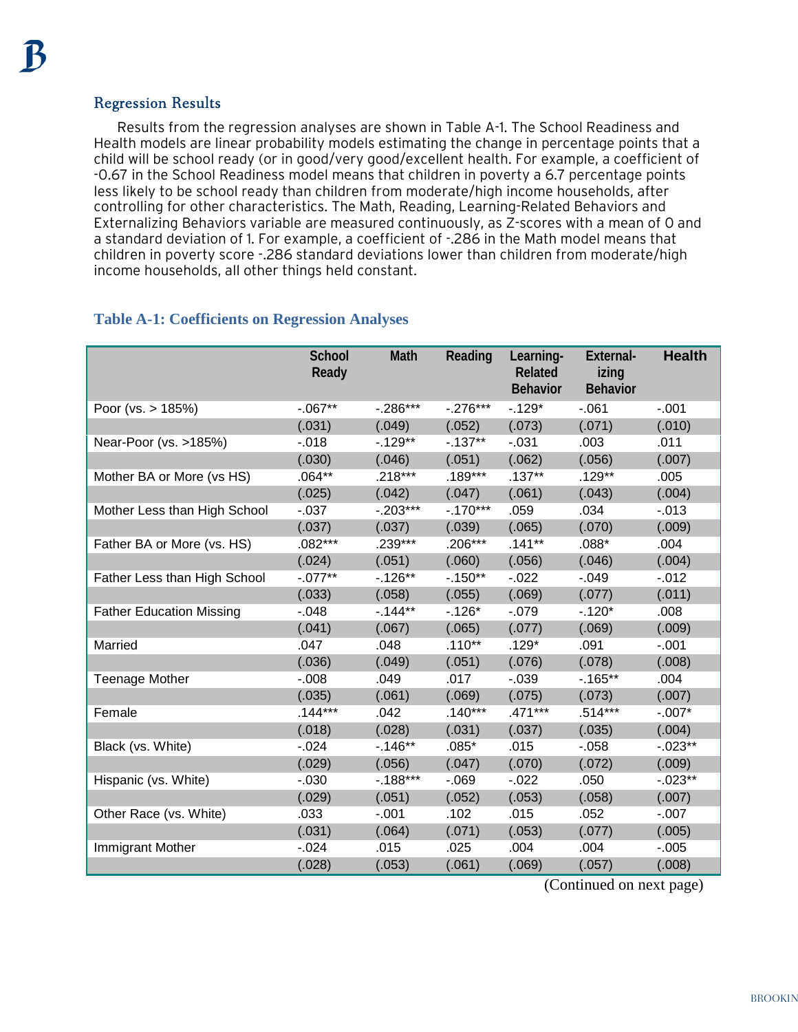## Regression Results

Results from the regression analyses are shown in Table A-1. The School Readiness and Health models are linear probability models estimating the change in percentage points that a child will be school ready (or in good/very good/excellent health. For example, a coefficient of -0.67 in the School Readiness model means that children in poverty a 6.7 percentage points less likely to be school ready than children from moderate/high income households, after controlling for other characteristics. The Math, Reading, Learning-Related Behaviors and Externalizing Behaviors variable are measured continuously, as Z-scores with a mean of 0 and a standard deviation of 1. For example, a coefficient of -.286 in the Math model means that children in poverty score -.286 standard deviations lower than children from moderate/high income households, all other things held constant.

### Table A-1: Coefficients on Regression Analyses

| | School Ready | Math | Reading | Learning-Related Behavior | External-izing Behavior | Health |
|---|---|---|---|---|---|---|
| Poor (vs. > 185%) | -.067** | -.286*** | -.276*** | -.129* | -.061 | -.001 |
| | (.031) | (.049) | (.052) | (.073) | (.071) | (.010) |
| Near-Poor (vs. >185%) | -.018 | -.129** | -.137** | -.031 | .003 | .011 |
| | (.030) | (.046) | (.051) | (.062) | (.056) | (.007) |
| Mother BA or More (vs HS) | .064** | .218*** | .189*** | .137** | .129** | .005 |
| | (.025) | (.042) | (.047) | (.061) | (.043) | (.004) |
| Mother Less than High School | -.037 | -.203*** | -.170*** | .059 | .034 | -.013 |
| | (.037) | (.037) | (.039) | (.065) | (.070) | (.009) |
| Father BA or More (vs. HS) | .082*** | .239*** | .206*** | .141** | .088* | .004 |
| | (.024) | (.051) | (.060) | (.056) | (.046) | (.004) |
| Father Less than High School | -.077** | -.126** | -.150** | -.022 | -.049 | -.012 |
| | (.033) | (.058) | (.055) | (.069) | (.077) | (.011) |
| Father Education Missing | -.048 | -.144** | -.126* | -.079 | -.120* | .008 |
| | (.041) | (.067) | (.065) | (.077) | (.069) | (.009) |
| Married | .047 | .048 | .110** | .129* | .091 | -.001 |
| | (.036) | (.049) | (.051) | (.076) | (.078) | (.008) |
| Teenage Mother | -.008 | .049 | .017 | -.039 | -.165** | .004 |
| | (.035) | (.061) | (.069) | (.075) | (.073) | (.007) |
| Female | .144*** | .042 | .140*** | .471*** | .514*** | -.007* |
| | (.018) | (.028) | (.031) | (.037) | (.035) | (.004) |
| Black (vs. White) | -.024 | -.146** | .085* | .015 | -.058 | -.023** |
| | (.029) | (.056) | (.047) | (.070) | (.072) | (.009) |
| Hispanic (vs. White) | -.030 | -.188*** | -.069 | -.022 | .050 | -.023** |
| | (.029) | (.051) | (.052) | (.053) | (.058) | (.007) |
| Other Race (vs. White) | .033 | -.001 | .102 | .015 | .052 | -.007 |
| | (.031) | (.064) | (.071) | (.053) | (.077) | (.005) |
| Immigrant Mother | -.024 | .015 | .025 | .004 | .004 | -.005 |
| | (.028) | (.053) | (.061) | (.069) | (.057) | (.008) |

(Continued on next page)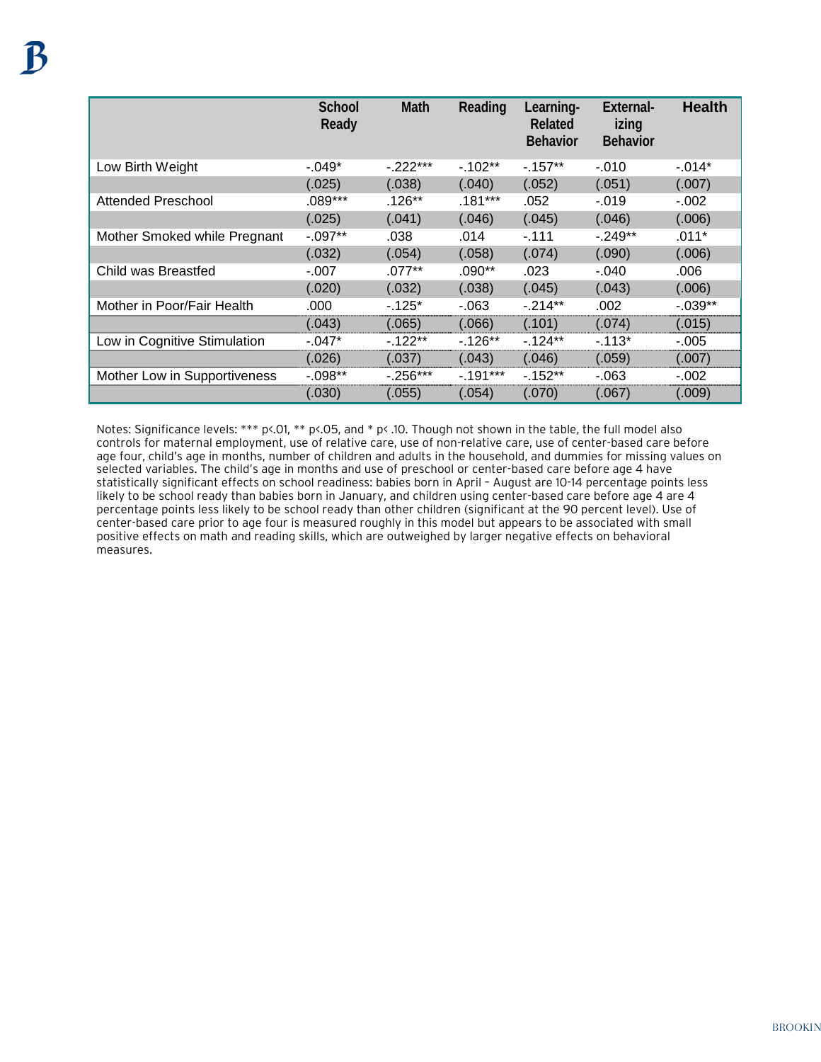| | School Ready | Math | Reading | Learning-Related Behavior | External-izing Behavior | Health |
|---|---|---|---|---|---|---|
| Low Birth Weight | -.049* | -.222*** | -.102** | -.157** | -.010 | -.014* |
| | (.025) | (.038) | (.040) | (.052) | (.051) | (.007) |
| Attended Preschool | .089*** | .126** | .181*** | .052 | -.019 | -.002 |
| | (.025) | (.041) | (.046) | (.045) | (.046) | (.006) |
| Mother Smoked while Pregnant | -.097** | .038 | .014 | -.111 | -.249** | .011* |
| | (.032) | (.054) | (.058) | (.074) | (.090) | (.006) |
| Child was Breastfed | -.007 | .077** | .090** | .023 | -.040 | .006 |
| | (.020) | (.032) | (.038) | (.045) | (.043) | (.006) |
| Mother in Poor/Fair Health | .000 | -.125* | -.063 | -.214** | .002 | -.039** |
| | (.043) | (.065) | (.066) | (.101) | (.074) | (.015) |
| Low in Cognitive Stimulation | -.047* | -.122** | -.126** | -.124** | -.113* | -.005 |
| | (.026) | (.037) | (.043) | (.046) | (.059) | (.007) |
| Mother Low in Supportiveness | -.098** | -.256*** | -.191*** | -.152** | -.063 | -.002 |
| | (.030) | (.055) | (.054) | (.070) | (.067) | (.009) |

Notes: Significance levels: *** p<.01, ** p<.05, and * p< .10. Though not shown in the table, the full model also controls for maternal employment, use of relative care, use of non-relative care, use of center-based care before age four, child's age in months, number of children and adults in the household, and dummies for missing values on selected variables. The child's age in months and use of preschool or center-based care before age 4 have statistically significant effects on school readiness: babies born in April – August are 10-14 percentage points less likely to be school ready than babies born in January, and children using center-based care before age 4 are 4 percentage points less likely to be school ready than other children (significant at the 90 percent level). Use of center-based care prior to age four is measured roughly in this model but appears to be associated with small positive effects on math and reading skills, which are outweighed by larger negative effects on behavioral measures.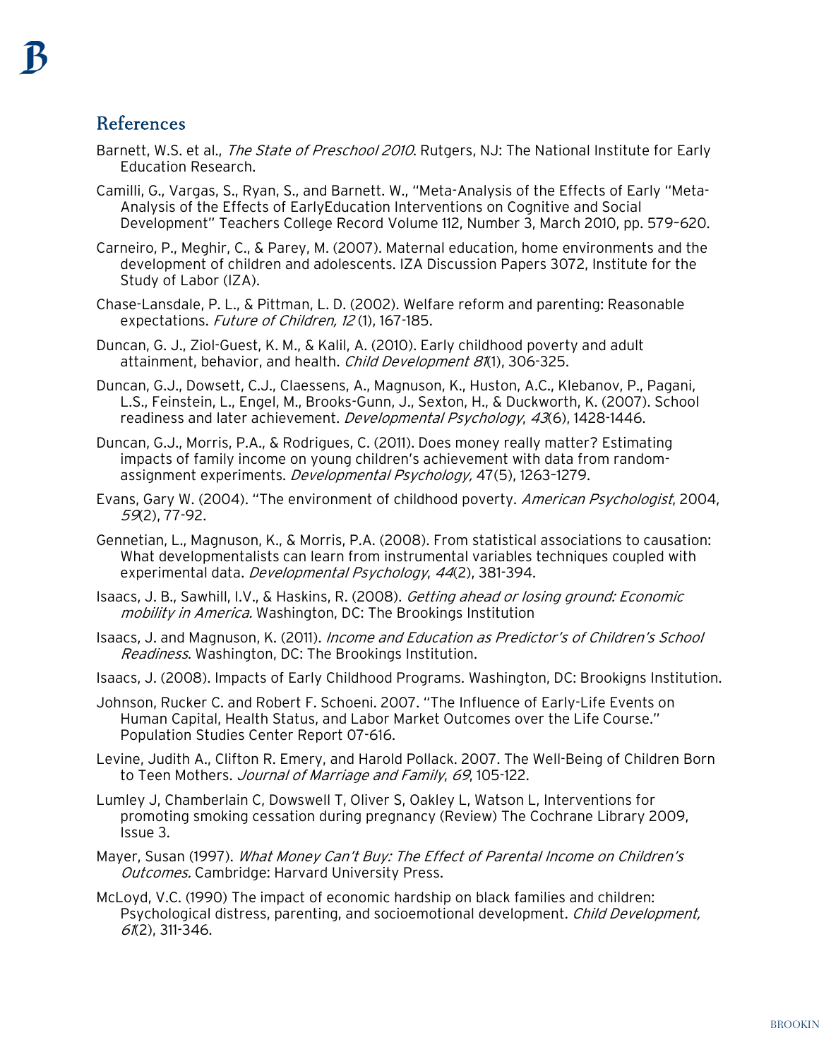## References

Barnett, W.S. et al., *The State of Preschool 2010*. Rutgers, NJ: The National Institute for Early Education Research.

Camilli, G., Vargas, S., Ryan, S., and Barnett. W., "Meta-Analysis of the Effects of Early "Meta-Analysis of the Effects of EarlyEducation Interventions on Cognitive and Social Development" Teachers College Record Volume 112, Number 3, March 2010, pp. 579–620.

Carneiro, P., Meghir, C., & Parey, M. (2007). Maternal education, home environments and the development of children and adolescents. IZA Discussion Papers 3072, Institute for the Study of Labor (IZA).

Chase-Lansdale, P. L., & Pittman, L. D. (2002). Welfare reform and parenting: Reasonable expectations. *Future of Children, 12* (1), 167-185.

Duncan, G. J., Ziol-Guest, K. M., & Kalil, A. (2010). Early childhood poverty and adult attainment, behavior, and health. *Child Development 81*(1), 306-325.

Duncan, G.J., Dowsett, C.J., Claessens, A., Magnuson, K., Huston, A.C., Klebanov, P., Pagani, L.S., Feinstein, L., Engel, M., Brooks-Gunn, J., Sexton, H., & Duckworth, K. (2007). School readiness and later achievement. *Developmental Psychology*, *43*(6), 1428-1446.

Duncan, G.J., Morris, P.A., & Rodrigues, C. (2011). Does money really matter? Estimating impacts of family income on young children's achievement with data from random-assignment experiments. *Developmental Psychology,* 47(5), 1263–1279.

Evans, Gary W. (2004). "The environment of childhood poverty. *American Psychologist*, 2004, *59*(2), 77-92.

Gennetian, L., Magnuson, K., & Morris, P.A. (2008). From statistical associations to causation: What developmentalists can learn from instrumental variables techniques coupled with experimental data. *Developmental Psychology*, *44*(2), 381-394.

Isaacs, J. B., Sawhill, I.V., & Haskins, R. (2008). *Getting ahead or losing ground: Economic mobility in America.* Washington, DC: The Brookings Institution

Isaacs, J. and Magnuson, K. (2011). *Income and Education as Predictor's of Children's School Readiness*. Washington, DC: The Brookings Institution.

Isaacs, J. (2008). Impacts of Early Childhood Programs. Washington, DC: Brookigns Institution.

Johnson, Rucker C. and Robert F. Schoeni. 2007. "The Influence of Early-Life Events on Human Capital, Health Status, and Labor Market Outcomes over the Life Course." Population Studies Center Report 07-616.

Levine, Judith A., Clifton R. Emery, and Harold Pollack. 2007. The Well-Being of Children Born to Teen Mothers. *Journal of Marriage and Family*, *69*, 105-122.

Lumley J, Chamberlain C, Dowswell T, Oliver S, Oakley L, Watson L, Interventions for promoting smoking cessation during pregnancy (Review) The Cochrane Library 2009, Issue 3.

Mayer, Susan (1997). *What Money Can't Buy: The Effect of Parental Income on Children's Outcomes.* Cambridge: Harvard University Press.

McLoyd, V.C. (1990) The impact of economic hardship on black families and children: Psychological distress, parenting, and socioemotional development. *Child Development, 61*(2), 311-346.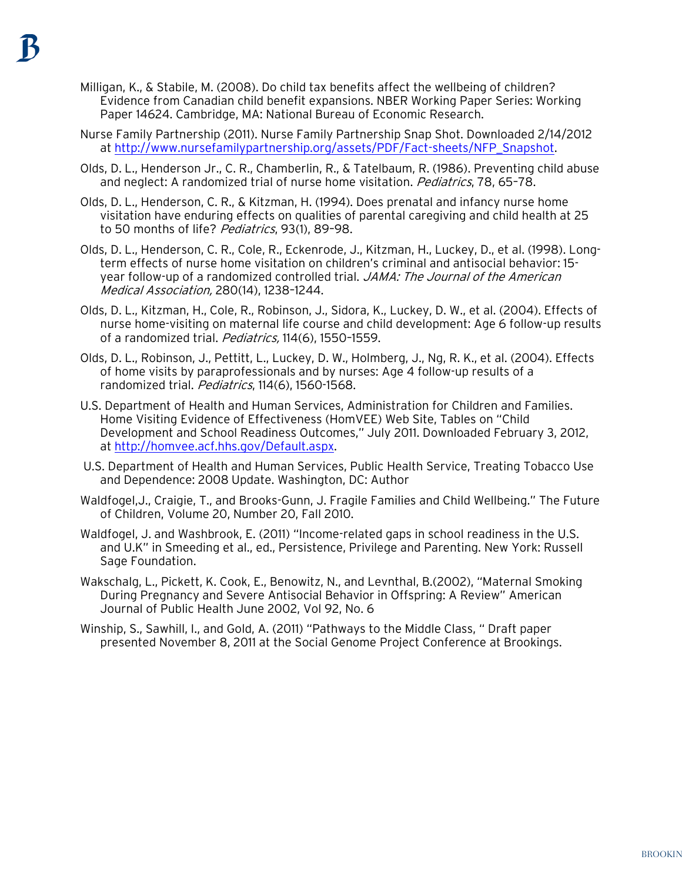Milligan, K., & Stabile, M. (2008). Do child tax benefits affect the wellbeing of children? Evidence from Canadian child benefit expansions. NBER Working Paper Series: Working Paper 14624. Cambridge, MA: National Bureau of Economic Research.

Nurse Family Partnership (2011). Nurse Family Partnership Snap Shot. Downloaded 2/14/2012 at http://www.nursefamilypartnership.org/assets/PDF/Fact-sheets/NFP_Snapshot.

Olds, D. L., Henderson Jr., C. R., Chamberlin, R., & Tatelbaum, R. (1986). Preventing child abuse and neglect: A randomized trial of nurse home visitation. *Pediatrics*, 78, 65–78.

Olds, D. L., Henderson, C. R., & Kitzman, H. (1994). Does prenatal and infancy nurse home visitation have enduring effects on qualities of parental caregiving and child health at 25 to 50 months of life? *Pediatrics*, 93(1), 89–98.

Olds, D. L., Henderson, C. R., Cole, R., Eckenrode, J., Kitzman, H., Luckey, D., et al. (1998). Long-term effects of nurse home visitation on children's criminal and antisocial behavior: 15-year follow-up of a randomized controlled trial. *JAMA: The Journal of the American Medical Association,* 280(14), 1238–1244.

Olds, D. L., Kitzman, H., Cole, R., Robinson, J., Sidora, K., Luckey, D. W., et al. (2004). Effects of nurse home-visiting on maternal life course and child development: Age 6 follow-up results of a randomized trial. *Pediatrics,* 114(6), 1550–1559.

Olds, D. L., Robinson, J., Pettitt, L., Luckey, D. W., Holmberg, J., Ng, R. K., et al. (2004). Effects of home visits by paraprofessionals and by nurses: Age 4 follow-up results of a randomized trial. *Pediatrics*, 114(6), 1560-1568.

U.S. Department of Health and Human Services, Administration for Children and Families. Home Visiting Evidence of Effectiveness (HomVEE) Web Site, Tables on "Child Development and School Readiness Outcomes," July 2011. Downloaded February 3, 2012, at http://homvee.acf.hhs.gov/Default.aspx.

U.S. Department of Health and Human Services, Public Health Service, Treating Tobacco Use and Dependence: 2008 Update. Washington, DC: Author

Waldfogel,J., Craigie, T., and Brooks-Gunn, J. Fragile Families and Child Wellbeing." The Future of Children, Volume 20, Number 20, Fall 2010.

Waldfogel, J. and Washbrook, E. (2011) "Income-related gaps in school readiness in the U.S. and U.K" in Smeeding et al., ed., Persistence, Privilege and Parenting. New York: Russell Sage Foundation.

Wakschalg, L., Pickett, K. Cook, E., Benowitz, N., and Levnthal, B.(2002), "Maternal Smoking During Pregnancy and Severe Antisocial Behavior in Offspring: A Review" American Journal of Public Health June 2002, Vol 92, No. 6

Winship, S., Sawhill, I., and Gold, A. (2011) "Pathways to the Middle Class, " Draft paper presented November 8, 2011 at the Social Genome Project Conference at Brookings.